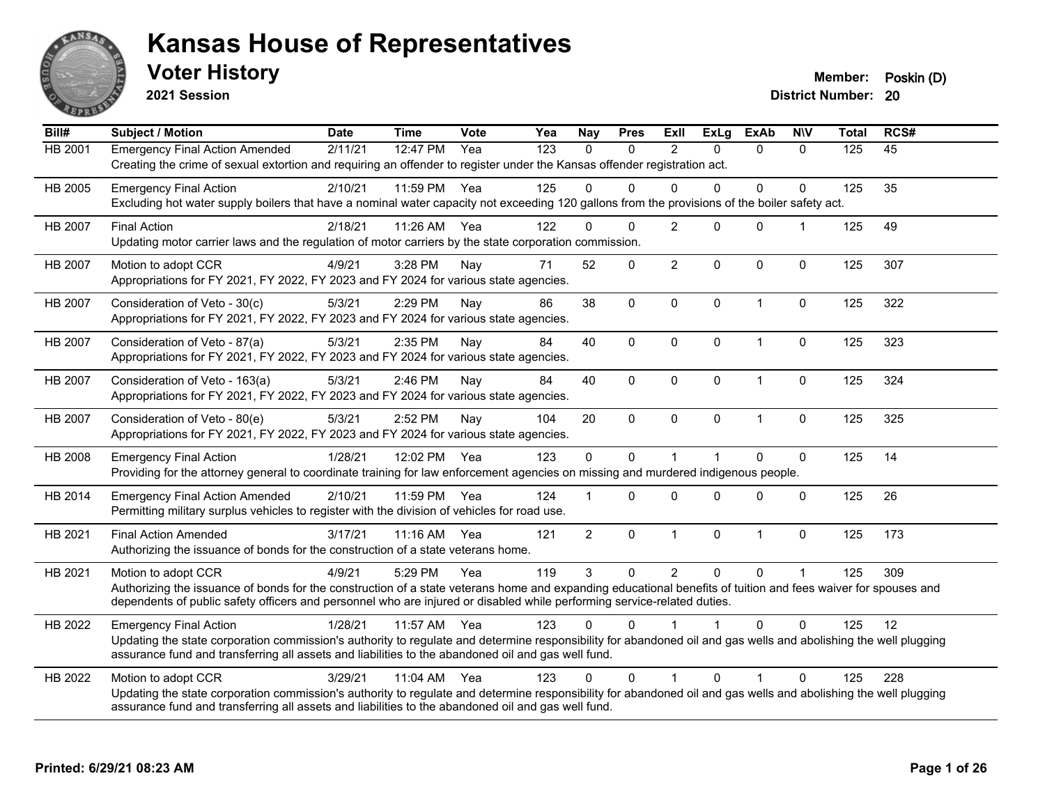# Kansas House of Representatives

## Voter History

**2021 Session**

**Member:** Poskin (D)
**District Number:** 20

| Bill# | Subject / Motion | Date | Time | Vote | Yea | Nay | Pres | ExII | ExLg | ExAb | N\V | Total | RCS# |
|---|---|---|---|---|---|---|---|---|---|---|---|---|---|
| HB 2001 | Emergency Final Action Amended | 2/11/21 | 12:47 PM | Yea | 123 | 0 | 0 | 2 | 0 | 0 | 0 | 125 | 45 |
| | Creating the crime of sexual extortion and requiring an offender to register under the Kansas offender registration act. | | | | | | | | | | | | |
| HB 2005 | Emergency Final Action | 2/10/21 | 11:59 PM | Yea | 125 | 0 | 0 | 0 | 0 | 0 | 0 | 125 | 35 |
| | Excluding hot water supply boilers that have a nominal water capacity not exceeding 120 gallons from the provisions of the boiler safety act. | | | | | | | | | | | | |
| HB 2007 | Final Action | 2/18/21 | 11:26 AM | Yea | 122 | 0 | 0 | 2 | 0 | 0 | 1 | 125 | 49 |
| | Updating motor carrier laws and the regulation of motor carriers by the state corporation commission. | | | | | | | | | | | | |
| HB 2007 | Motion to adopt CCR | 4/9/21 | 3:28 PM | Nay | 71 | 52 | 0 | 2 | 0 | 0 | 0 | 125 | 307 |
| | Appropriations for FY 2021, FY 2022, FY 2023 and FY 2024 for various state agencies. | | | | | | | | | | | | |
| HB 2007 | Consideration of Veto - 30(c) | 5/3/21 | 2:29 PM | Nay | 86 | 38 | 0 | 0 | 0 | 1 | 0 | 125 | 322 |
| | Appropriations for FY 2021, FY 2022, FY 2023 and FY 2024 for various state agencies. | | | | | | | | | | | | |
| HB 2007 | Consideration of Veto - 87(a) | 5/3/21 | 2:35 PM | Nay | 84 | 40 | 0 | 0 | 0 | 1 | 0 | 125 | 323 |
| | Appropriations for FY 2021, FY 2022, FY 2023 and FY 2024 for various state agencies. | | | | | | | | | | | | |
| HB 2007 | Consideration of Veto - 163(a) | 5/3/21 | 2:46 PM | Nay | 84 | 40 | 0 | 0 | 0 | 1 | 0 | 125 | 324 |
| | Appropriations for FY 2021, FY 2022, FY 2023 and FY 2024 for various state agencies. | | | | | | | | | | | | |
| HB 2007 | Consideration of Veto - 80(e) | 5/3/21 | 2:52 PM | Nay | 104 | 20 | 0 | 0 | 0 | 1 | 0 | 125 | 325 |
| | Appropriations for FY 2021, FY 2022, FY 2023 and FY 2024 for various state agencies. | | | | | | | | | | | | |
| HB 2008 | Emergency Final Action | 1/28/21 | 12:02 PM | Yea | 123 | 0 | 0 | 1 | 1 | 0 | 0 | 125 | 14 |
| | Providing for the attorney general to coordinate training for law enforcement agencies on missing and murdered indigenous people. | | | | | | | | | | | | |
| HB 2014 | Emergency Final Action Amended | 2/10/21 | 11:59 PM | Yea | 124 | 1 | 0 | 0 | 0 | 0 | 0 | 125 | 26 |
| | Permitting military surplus vehicles to register with the division of vehicles for road use. | | | | | | | | | | | | |
| HB 2021 | Final Action Amended | 3/17/21 | 11:16 AM | Yea | 121 | 2 | 0 | 1 | 0 | 1 | 0 | 125 | 173 |
| | Authorizing the issuance of bonds for the construction of a state veterans home. | | | | | | | | | | | | |
| HB 2021 | Motion to adopt CCR | 4/9/21 | 5:29 PM | Yea | 119 | 3 | 0 | 2 | 0 | 0 | 1 | 125 | 309 |
| | Authorizing the issuance of bonds for the construction of a state veterans home and expanding educational benefits of tuition and fees waiver for spouses and dependents of public safety officers and personnel who are injured or disabled while performing service-related duties. | | | | | | | | | | | | |
| HB 2022 | Emergency Final Action | 1/28/21 | 11:57 AM | Yea | 123 | 0 | 0 | 1 | 1 | 0 | 0 | 125 | 12 |
| | Updating the state corporation commission's authority to regulate and determine responsibility for abandoned oil and gas wells and abolishing the well plugging assurance fund and transferring all assets and liabilities to the abandoned oil and gas well fund. | | | | | | | | | | | | |
| HB 2022 | Motion to adopt CCR | 3/29/21 | 11:04 AM | Yea | 123 | 0 | 0 | 1 | 0 | 1 | 0 | 125 | 228 |
| | Updating the state corporation commission's authority to regulate and determine responsibility for abandoned oil and gas wells and abolishing the well plugging assurance fund and transferring all assets and liabilities to the abandoned oil and gas well fund. | | | | | | | | | | | | |

**Printed: 6/29/21 08:23 AM**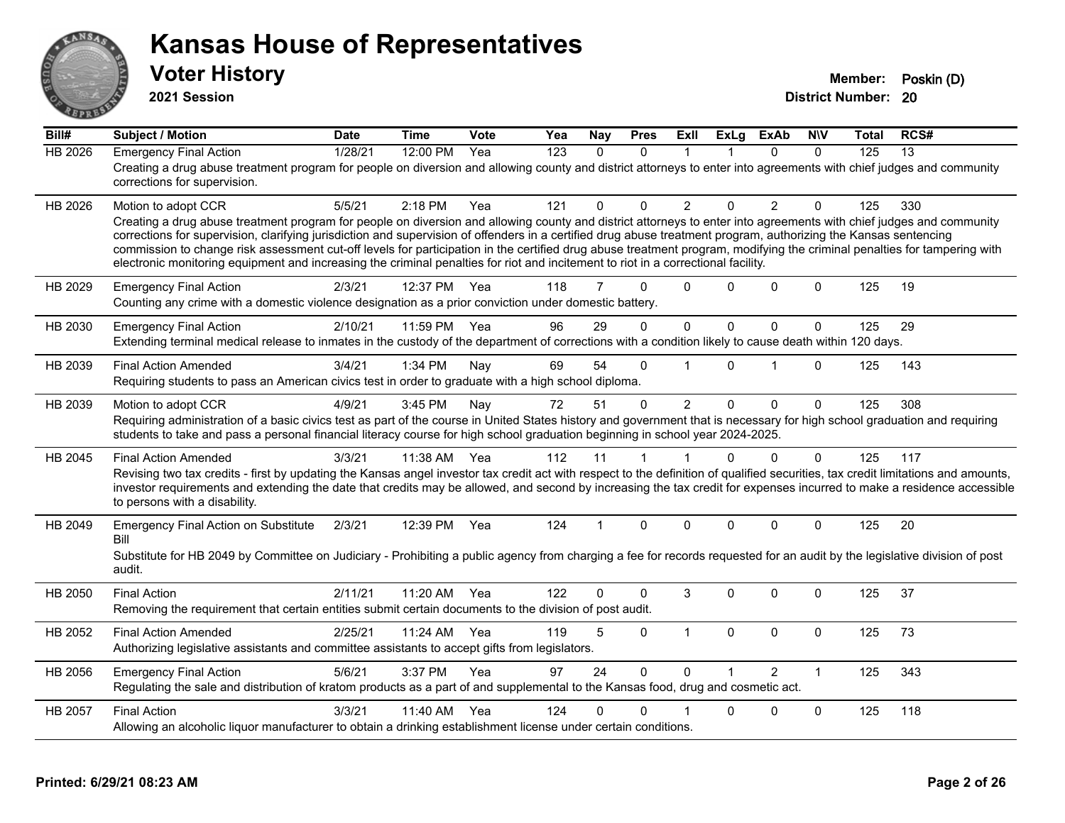# Kansas House of Representatives

## Voter History

**2021 Session**

**Member:** Poskin (D)
**District Number:** 20

| Bill# | Subject / Motion | Date | Time | Vote | Yea | Nay | Pres | ExII | ExLg | ExAb | N\V | Total | RCS# |
|---|---|---|---|---|---|---|---|---|---|---|---|---|---|
| HB 2026 | Emergency Final Action | 1/28/21 | 12:00 PM | Yea | 123 | 0 | 0 | 1 | 1 | 0 | 0 | 125 | 13 |
| | Creating a drug abuse treatment program for people on diversion and allowing county and district attorneys to enter into agreements with chief judges and community corrections for supervision. | | | | | | | | | | | | |
| HB 2026 | Motion to adopt CCR | 5/5/21 | 2:18 PM | Yea | 121 | 0 | 0 | 2 | 0 | 2 | 0 | 125 | 330 |
| | Creating a drug abuse treatment program for people on diversion and allowing county and district attorneys to enter into agreements with chief judges and community corrections for supervision, clarifying jurisdiction and supervision of offenders in a certified drug abuse treatment program, authorizing the Kansas sentencing commission to change risk assessment cut-off levels for participation in the certified drug abuse treatment program, modifying the criminal penalties for tampering with electronic monitoring equipment and increasing the criminal penalties for riot and incitement to riot in a correctional facility. | | | | | | | | | | | | |
| HB 2029 | Emergency Final Action | 2/3/21 | 12:37 PM | Yea | 118 | 7 | 0 | 0 | 0 | 0 | 0 | 125 | 19 |
| | Counting any crime with a domestic violence designation as a prior conviction under domestic battery. | | | | | | | | | | | | |
| HB 2030 | Emergency Final Action | 2/10/21 | 11:59 PM | Yea | 96 | 29 | 0 | 0 | 0 | 0 | 0 | 125 | 29 |
| | Extending terminal medical release to inmates in the custody of the department of corrections with a condition likely to cause death within 120 days. | | | | | | | | | | | | |
| HB 2039 | Final Action Amended | 3/4/21 | 1:34 PM | Nay | 69 | 54 | 0 | 1 | 0 | 1 | 0 | 125 | 143 |
| | Requiring students to pass an American civics test in order to graduate with a high school diploma. | | | | | | | | | | | | |
| HB 2039 | Motion to adopt CCR | 4/9/21 | 3:45 PM | Nay | 72 | 51 | 0 | 2 | 0 | 0 | 0 | 125 | 308 |
| | Requiring administration of a basic civics test as part of the course in United States history and government that is necessary for high school graduation and requiring students to take and pass a personal financial literacy course for high school graduation beginning in school year 2024-2025. | | | | | | | | | | | | |
| HB 2045 | Final Action Amended | 3/3/21 | 11:38 AM | Yea | 112 | 11 | 1 | 1 | 0 | 0 | 0 | 125 | 117 |
| | Revising two tax credits - first by updating the Kansas angel investor tax credit act with respect to the definition of qualified securities, tax credit limitations and amounts, investor requirements and extending the date that credits may be allowed, and second by increasing the tax credit for expenses incurred to make a residence accessible to persons with a disability. | | | | | | | | | | | | |
| HB 2049 | Emergency Final Action on Substitute Bill | 2/3/21 | 12:39 PM | Yea | 124 | 1 | 0 | 0 | 0 | 0 | 0 | 125 | 20 |
| | Substitute for HB 2049 by Committee on Judiciary - Prohibiting a public agency from charging a fee for records requested for an audit by the legislative division of post audit. | | | | | | | | | | | | |
| HB 2050 | Final Action | 2/11/21 | 11:20 AM | Yea | 122 | 0 | 0 | 3 | 0 | 0 | 0 | 125 | 37 |
| | Removing the requirement that certain entities submit certain documents to the division of post audit. | | | | | | | | | | | | |
| HB 2052 | Final Action Amended | 2/25/21 | 11:24 AM | Yea | 119 | 5 | 0 | 1 | 0 | 0 | 0 | 125 | 73 |
| | Authorizing legislative assistants and committee assistants to accept gifts from legislators. | | | | | | | | | | | | |
| HB 2056 | Emergency Final Action | 5/6/21 | 3:37 PM | Yea | 97 | 24 | 0 | 0 | 1 | 2 | 1 | 125 | 343 |
| | Regulating the sale and distribution of kratom products as a part of and supplemental to the Kansas food, drug and cosmetic act. | | | | | | | | | | | | |
| HB 2057 | Final Action | 3/3/21 | 11:40 AM | Yea | 124 | 0 | 0 | 1 | 0 | 0 | 0 | 125 | 118 |
| | Allowing an alcoholic liquor manufacturer to obtain a drinking establishment license under certain conditions. | | | | | | | | | | | | |

**Printed: 6/29/21 08:23 AM**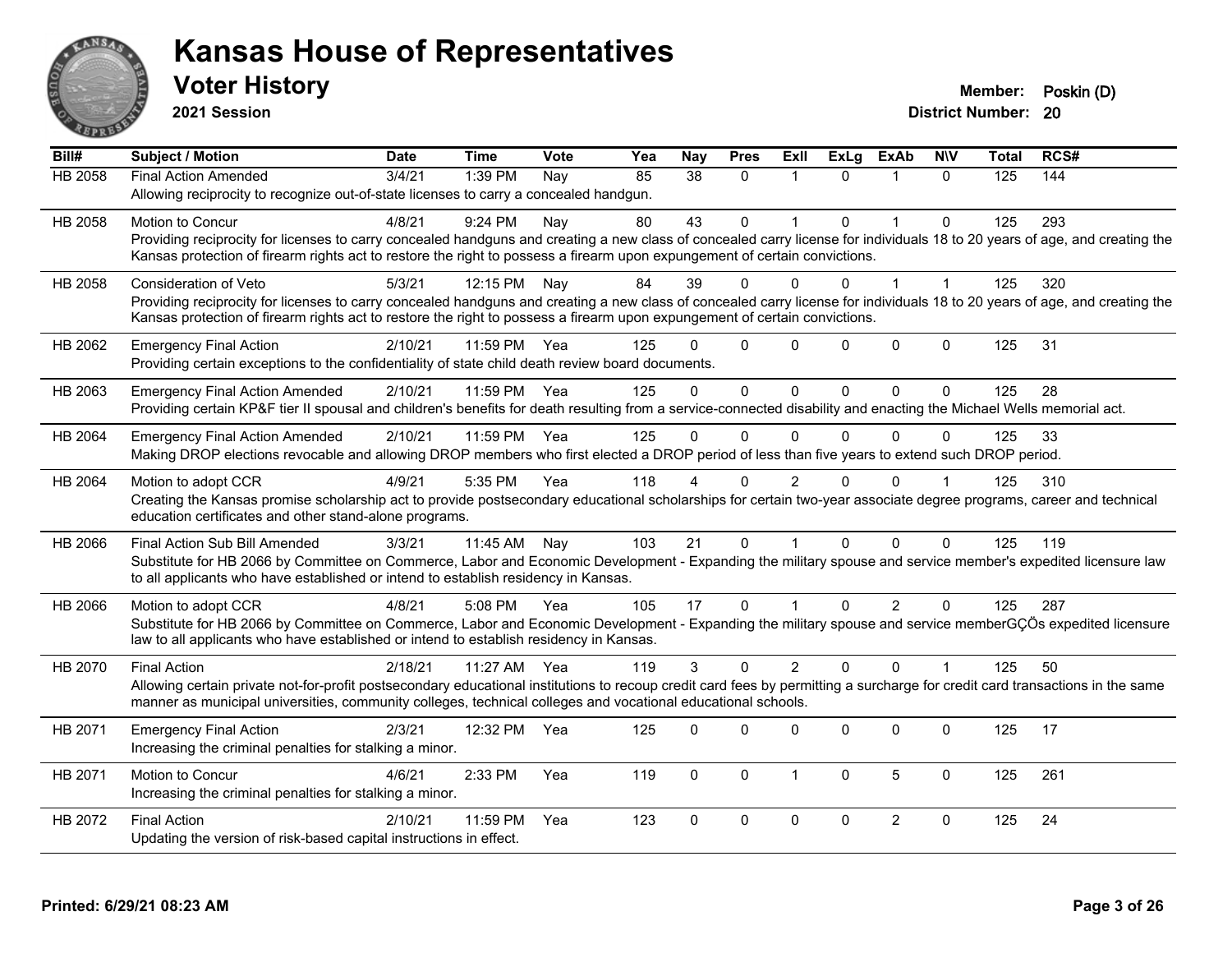# Kansas House of Representatives

## Voter History

**2021 Session**

**Member:** Poskin (D)
**District Number:** 20

| Bill# | Subject / Motion | Date | Time | Vote | Yea | Nay | Pres | ExII | ExLg | ExAb | N\V | Total | RCS# |
|---|---|---|---|---|---|---|---|---|---|---|---|---|---|
| HB 2058 | Final Action Amended | 3/4/21 | 1:39 PM | Nay | 85 | 38 | 0 | 1 | 0 | 1 | 0 | 125 | 144 |
| | Allowing reciprocity to recognize out-of-state licenses to carry a concealed handgun. | | | | | | | | | | | | |
| HB 2058 | Motion to Concur | 4/8/21 | 9:24 PM | Nay | 80 | 43 | 0 | 1 | 0 | 1 | 0 | 125 | 293 |
| | Providing reciprocity for licenses to carry concealed handguns and creating a new class of concealed carry license for individuals 18 to 20 years of age, and creating the Kansas protection of firearm rights act to restore the right to possess a firearm upon expungement of certain convictions. | | | | | | | | | | | | |
| HB 2058 | Consideration of Veto | 5/3/21 | 12:15 PM | Nay | 84 | 39 | 0 | 0 | 0 | 1 | 1 | 125 | 320 |
| | Providing reciprocity for licenses to carry concealed handguns and creating a new class of concealed carry license for individuals 18 to 20 years of age, and creating the Kansas protection of firearm rights act to restore the right to possess a firearm upon expungement of certain convictions. | | | | | | | | | | | | |
| HB 2062 | Emergency Final Action | 2/10/21 | 11:59 PM | Yea | 125 | 0 | 0 | 0 | 0 | 0 | 0 | 125 | 31 |
| | Providing certain exceptions to the confidentiality of state child death review board documents. | | | | | | | | | | | | |
| HB 2063 | Emergency Final Action Amended | 2/10/21 | 11:59 PM | Yea | 125 | 0 | 0 | 0 | 0 | 0 | 0 | 125 | 28 |
| | Providing certain KP&F tier II spousal and children's benefits for death resulting from a service-connected disability and enacting the Michael Wells memorial act. | | | | | | | | | | | | |
| HB 2064 | Emergency Final Action Amended | 2/10/21 | 11:59 PM | Yea | 125 | 0 | 0 | 0 | 0 | 0 | 0 | 125 | 33 |
| | Making DROP elections revocable and allowing DROP members who first elected a DROP period of less than five years to extend such DROP period. | | | | | | | | | | | | |
| HB 2064 | Motion to adopt CCR | 4/9/21 | 5:35 PM | Yea | 118 | 4 | 0 | 2 | 0 | 0 | 1 | 125 | 310 |
| | Creating the Kansas promise scholarship act to provide postsecondary educational scholarships for certain two-year associate degree programs, career and technical education certificates and other stand-alone programs. | | | | | | | | | | | | |
| HB 2066 | Final Action Sub Bill Amended | 3/3/21 | 11:45 AM | Nay | 103 | 21 | 0 | 1 | 0 | 0 | 0 | 125 | 119 |
| | Substitute for HB 2066 by Committee on Commerce, Labor and Economic Development - Expanding the military spouse and service member's expedited licensure law to all applicants who have established or intend to establish residency in Kansas. | | | | | | | | | | | | |
| HB 2066 | Motion to adopt CCR | 4/8/21 | 5:08 PM | Yea | 105 | 17 | 0 | 1 | 0 | 2 | 0 | 125 | 287 |
| | Substitute for HB 2066 by Committee on Commerce, Labor and Economic Development - Expanding the military spouse and service memberGÇÖs expedited licensure law to all applicants who have established or intend to establish residency in Kansas. | | | | | | | | | | | | |
| HB 2070 | Final Action | 2/18/21 | 11:27 AM | Yea | 119 | 3 | 0 | 2 | 0 | 0 | 1 | 125 | 50 |
| | Allowing certain private not-for-profit postsecondary educational institutions to recoup credit card fees by permitting a surcharge for credit card transactions in the same manner as municipal universities, community colleges, technical colleges and vocational educational schools. | | | | | | | | | | | | |
| HB 2071 | Emergency Final Action | 2/3/21 | 12:32 PM | Yea | 125 | 0 | 0 | 0 | 0 | 0 | 0 | 125 | 17 |
| | Increasing the criminal penalties for stalking a minor. | | | | | | | | | | | | |
| HB 2071 | Motion to Concur | 4/6/21 | 2:33 PM | Yea | 119 | 0 | 0 | 1 | 0 | 5 | 0 | 125 | 261 |
| | Increasing the criminal penalties for stalking a minor. | | | | | | | | | | | | |
| HB 2072 | Final Action | 2/10/21 | 11:59 PM | Yea | 123 | 0 | 0 | 0 | 0 | 2 | 0 | 125 | 24 |
| | Updating the version of risk-based capital instructions in effect. | | | | | | | | | | | | |

**Printed: 6/29/21 08:23 AM**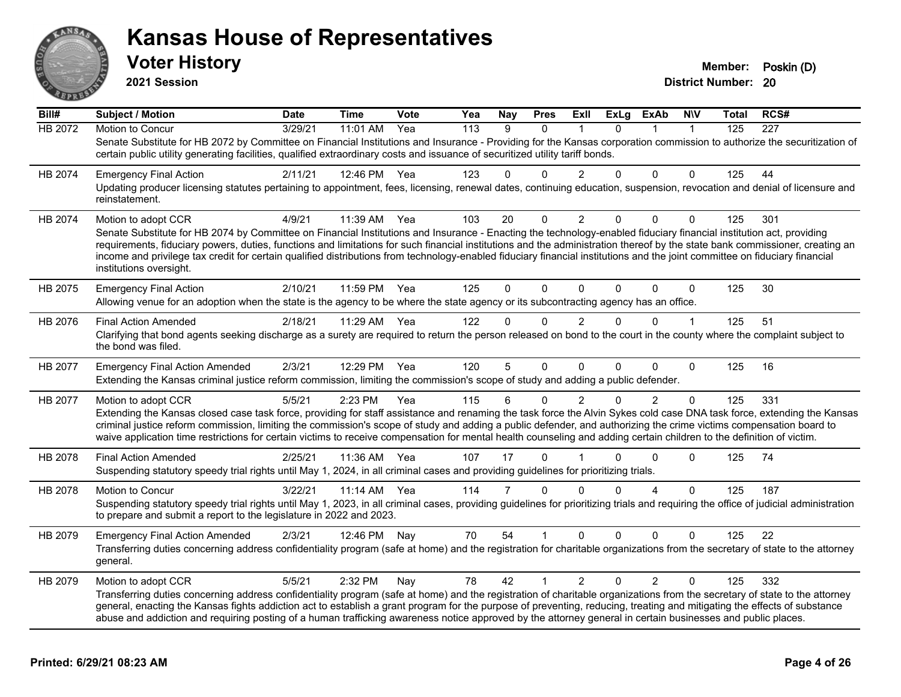# Kansas House of Representatives

## Voter History

**2021 Session**

**Member:** Poskin (D)
**District Number:** 20

| Bill# | Subject / Motion | Date | Time | Vote | Yea | Nay | Pres | ExII | ExLg | ExAb | N\V | Total | RCS# |
|---|---|---|---|---|---|---|---|---|---|---|---|---|---|
| HB 2072 | Motion to Concur | 3/29/21 | 11:01 AM | Yea | 113 | 9 | 0 | 1 | 0 | 1 | 1 | 125 | 227 |
| | Senate Substitute for HB 2072 by Committee on Financial Institutions and Insurance - Providing for the Kansas corporation commission to authorize the securitization of certain public utility generating facilities, qualified extraordinary costs and issuance of securitized utility tariff bonds. | | | | | | | | | | | | |
| HB 2074 | Emergency Final Action | 2/11/21 | 12:46 PM | Yea | 123 | 0 | 0 | 2 | 0 | 0 | 0 | 125 | 44 |
| | Updating producer licensing statutes pertaining to appointment, fees, licensing, renewal dates, continuing education, suspension, revocation and denial of licensure and reinstatement. | | | | | | | | | | | | |
| HB 2074 | Motion to adopt CCR | 4/9/21 | 11:39 AM | Yea | 103 | 20 | 0 | 2 | 0 | 0 | 0 | 125 | 301 |
| | Senate Substitute for HB 2074 by Committee on Financial Institutions and Insurance - Enacting the technology-enabled fiduciary financial institution act, providing requirements, fiduciary powers, duties, functions and limitations for such financial institutions and the administration thereof by the state bank commissioner, creating an income and privilege tax credit for certain qualified distributions from technology-enabled fiduciary financial institutions and the joint committee on fiduciary financial institutions oversight. | | | | | | | | | | | | |
| HB 2075 | Emergency Final Action | 2/10/21 | 11:59 PM | Yea | 125 | 0 | 0 | 0 | 0 | 0 | 0 | 125 | 30 |
| | Allowing venue for an adoption when the state is the agency to be where the state agency or its subcontracting agency has an office. | | | | | | | | | | | | |
| HB 2076 | Final Action Amended | 2/18/21 | 11:29 AM | Yea | 122 | 0 | 0 | 2 | 0 | 0 | 1 | 125 | 51 |
| | Clarifying that bond agents seeking discharge as a surety are required to return the person released on bond to the court in the county where the complaint subject to the bond was filed. | | | | | | | | | | | | |
| HB 2077 | Emergency Final Action Amended | 2/3/21 | 12:29 PM | Yea | 120 | 5 | 0 | 0 | 0 | 0 | 0 | 125 | 16 |
| | Extending the Kansas criminal justice reform commission, limiting the commission's scope of study and adding a public defender. | | | | | | | | | | | | |
| HB 2077 | Motion to adopt CCR | 5/5/21 | 2:23 PM | Yea | 115 | 6 | 0 | 2 | 0 | 2 | 0 | 125 | 331 |
| | Extending the Kansas closed case task force, providing for staff assistance and renaming the task force the Alvin Sykes cold case DNA task force, extending the Kansas criminal justice reform commission, limiting the commission's scope of study and adding a public defender, and authorizing the crime victims compensation board to waive application time restrictions for certain victims to receive compensation for mental health counseling and adding certain children to the definition of victim. | | | | | | | | | | | | |
| HB 2078 | Final Action Amended | 2/25/21 | 11:36 AM | Yea | 107 | 17 | 0 | 1 | 0 | 0 | 0 | 125 | 74 |
| | Suspending statutory speedy trial rights until May 1, 2024, in all criminal cases and providing guidelines for prioritizing trials. | | | | | | | | | | | | |
| HB 2078 | Motion to Concur | 3/22/21 | 11:14 AM | Yea | 114 | 7 | 0 | 0 | 0 | 4 | 0 | 125 | 187 |
| | Suspending statutory speedy trial rights until May 1, 2023, in all criminal cases, providing guidelines for prioritizing trials and requiring the office of judicial administration to prepare and submit a report to the legislature in 2022 and 2023. | | | | | | | | | | | | |
| HB 2079 | Emergency Final Action Amended | 2/3/21 | 12:46 PM | Nay | 70 | 54 | 1 | 0 | 0 | 0 | 0 | 125 | 22 |
| | Transferring duties concerning address confidentiality program (safe at home) and the registration for charitable organizations from the secretary of state to the attorney general. | | | | | | | | | | | | |
| HB 2079 | Motion to adopt CCR | 5/5/21 | 2:32 PM | Nay | 78 | 42 | 1 | 2 | 0 | 2 | 0 | 125 | 332 |
| | Transferring duties concerning address confidentiality program (safe at home) and the registration of charitable organizations from the secretary of state to the attorney general, enacting the Kansas fights addiction act to establish a grant program for the purpose of preventing, reducing, treating and mitigating the effects of substance abuse and addiction and requiring posting of a human trafficking awareness notice approved by the attorney general in certain businesses and public places. | | | | | | | | | | | | |

**Printed: 6/29/21 08:23 AM**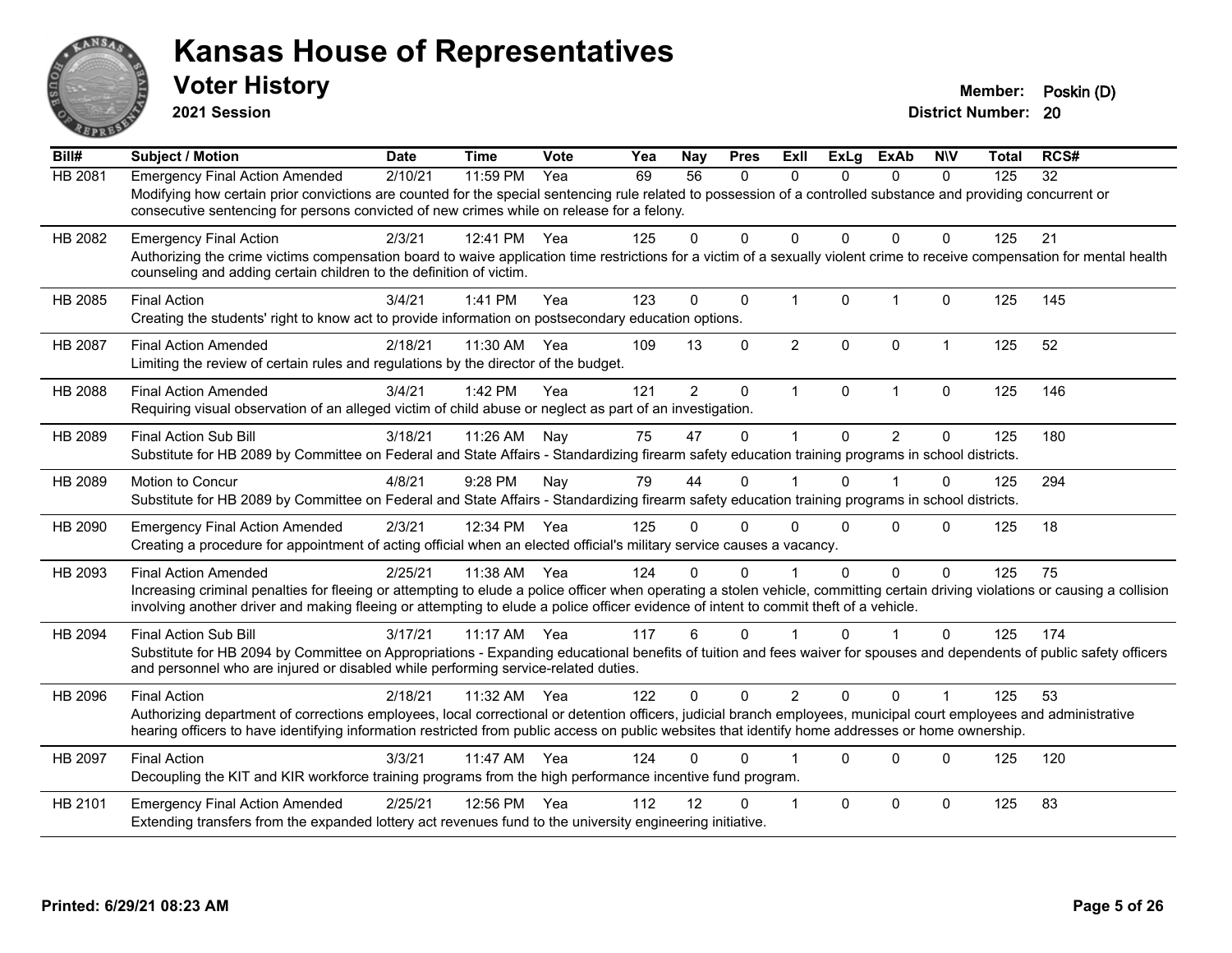# Kansas House of Representatives

## Voter History

**2021 Session**

**Member:** Poskin (D)
**District Number:** 20

| Bill# | Subject / Motion | Date | Time | Vote | Yea | Nay | Pres | ExII | ExLg | ExAb | N\V | Total | RCS# |
|---|---|---|---|---|---|---|---|---|---|---|---|---|---|
| HB 2081 | Emergency Final Action Amended | 2/10/21 | 11:59 PM | Yea | 69 | 56 | 0 | 0 | 0 | 0 | 0 | 125 | 32 |
| | Modifying how certain prior convictions are counted for the special sentencing rule related to possession of a controlled substance and providing concurrent or consecutive sentencing for persons convicted of new crimes while on release for a felony. | | | | | | | | | | | | |
| HB 2082 | Emergency Final Action | 2/3/21 | 12:41 PM | Yea | 125 | 0 | 0 | 0 | 0 | 0 | 0 | 125 | 21 |
| | Authorizing the crime victims compensation board to waive application time restrictions for a victim of a sexually violent crime to receive compensation for mental health counseling and adding certain children to the definition of victim. | | | | | | | | | | | | |
| HB 2085 | Final Action | 3/4/21 | 1:41 PM | Yea | 123 | 0 | 0 | 1 | 0 | 1 | 0 | 125 | 145 |
| | Creating the students' right to know act to provide information on postsecondary education options. | | | | | | | | | | | | |
| HB 2087 | Final Action Amended | 2/18/21 | 11:30 AM | Yea | 109 | 13 | 0 | 2 | 0 | 0 | 1 | 125 | 52 |
| | Limiting the review of certain rules and regulations by the director of the budget. | | | | | | | | | | | | |
| HB 2088 | Final Action Amended | 3/4/21 | 1:42 PM | Yea | 121 | 2 | 0 | 1 | 0 | 1 | 0 | 125 | 146 |
| | Requiring visual observation of an alleged victim of child abuse or neglect as part of an investigation. | | | | | | | | | | | | |
| HB 2089 | Final Action Sub Bill | 3/18/21 | 11:26 AM | Nay | 75 | 47 | 0 | 1 | 0 | 2 | 0 | 125 | 180 |
| | Substitute for HB 2089 by Committee on Federal and State Affairs - Standardizing firearm safety education training programs in school districts. | | | | | | | | | | | | |
| HB 2089 | Motion to Concur | 4/8/21 | 9:28 PM | Nay | 79 | 44 | 0 | 1 | 0 | 1 | 0 | 125 | 294 |
| | Substitute for HB 2089 by Committee on Federal and State Affairs - Standardizing firearm safety education training programs in school districts. | | | | | | | | | | | | |
| HB 2090 | Emergency Final Action Amended | 2/3/21 | 12:34 PM | Yea | 125 | 0 | 0 | 0 | 0 | 0 | 0 | 125 | 18 |
| | Creating a procedure for appointment of acting official when an elected official's military service causes a vacancy. | | | | | | | | | | | | |
| HB 2093 | Final Action Amended | 2/25/21 | 11:38 AM | Yea | 124 | 0 | 0 | 1 | 0 | 0 | 0 | 125 | 75 |
| | Increasing criminal penalties for fleeing or attempting to elude a police officer when operating a stolen vehicle, committing certain driving violations or causing a collision involving another driver and making fleeing or attempting to elude a police officer evidence of intent to commit theft of a vehicle. | | | | | | | | | | | | |
| HB 2094 | Final Action Sub Bill | 3/17/21 | 11:17 AM | Yea | 117 | 6 | 0 | 1 | 0 | 1 | 0 | 125 | 174 |
| | Substitute for HB 2094 by Committee on Appropriations - Expanding educational benefits of tuition and fees waiver for spouses and dependents of public safety officers and personnel who are injured or disabled while performing service-related duties. | | | | | | | | | | | | |
| HB 2096 | Final Action | 2/18/21 | 11:32 AM | Yea | 122 | 0 | 0 | 2 | 0 | 0 | 1 | 125 | 53 |
| | Authorizing department of corrections employees, local correctional or detention officers, judicial branch employees, municipal court employees and administrative hearing officers to have identifying information restricted from public access on public websites that identify home addresses or home ownership. | | | | | | | | | | | | |
| HB 2097 | Final Action | 3/3/21 | 11:47 AM | Yea | 124 | 0 | 0 | 1 | 0 | 0 | 0 | 125 | 120 |
| | Decoupling the KIT and KIR workforce training programs from the high performance incentive fund program. | | | | | | | | | | | | |
| HB 2101 | Emergency Final Action Amended | 2/25/21 | 12:56 PM | Yea | 112 | 12 | 0 | 1 | 0 | 0 | 0 | 125 | 83 |
| | Extending transfers from the expanded lottery act revenues fund to the university engineering initiative. | | | | | | | | | | | | |

**Printed: 6/29/21 08:23 AM**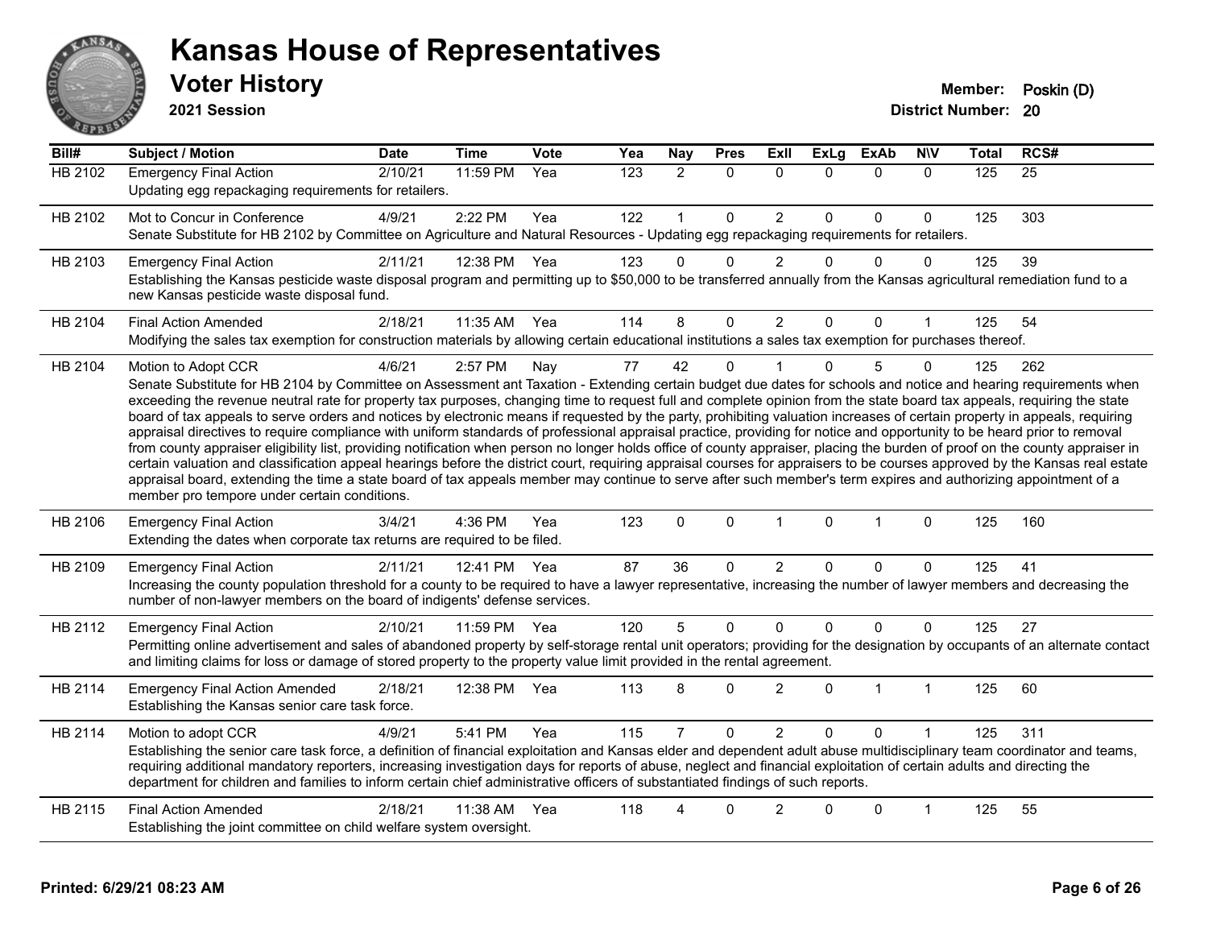# Kansas House of Representatives

## Voter History

**2021 Session**

**Member:** Poskin (D)
**District Number:** 20

| Bill# | Subject / Motion | Date | Time | Vote | Yea | Nay | Pres | ExII | ExLg | ExAb | N\V | Total | RCS# |
|---|---|---|---|---|---|---|---|---|---|---|---|---|---|
| HB 2102 | Emergency Final Action | 2/10/21 | 11:59 PM | Yea | 123 | 2 | 0 | 0 | 0 | 0 | 0 | 125 | 25 |
| | Updating egg repackaging requirements for retailers. | | | | | | | | | | | | |
| HB 2102 | Mot to Concur in Conference | 4/9/21 | 2:22 PM | Yea | 122 | 1 | 0 | 2 | 0 | 0 | 0 | 125 | 303 |
| | Senate Substitute for HB 2102 by Committee on Agriculture and Natural Resources - Updating egg repackaging requirements for retailers. | | | | | | | | | | | | |
| HB 2103 | Emergency Final Action | 2/11/21 | 12:38 PM | Yea | 123 | 0 | 0 | 2 | 0 | 0 | 0 | 125 | 39 |
| | Establishing the Kansas pesticide waste disposal program and permitting up to $50,000 to be transferred annually from the Kansas agricultural remediation fund to a new Kansas pesticide waste disposal fund. | | | | | | | | | | | | |
| HB 2104 | Final Action Amended | 2/18/21 | 11:35 AM | Yea | 114 | 8 | 0 | 2 | 0 | 0 | 1 | 125 | 54 |
| | Modifying the sales tax exemption for construction materials by allowing certain educational institutions a sales tax exemption for purchases thereof. | | | | | | | | | | | | |
| HB 2104 | Motion to Adopt CCR | 4/6/21 | 2:57 PM | Nay | 77 | 42 | 0 | 1 | 0 | 5 | 0 | 125 | 262 |
| | Senate Substitute for HB 2104 by Committee on Assessment ant Taxation - Extending certain budget due dates for schools and notice and hearing requirements when exceeding the revenue neutral rate for property tax purposes, changing time to request full and complete opinion from the state board tax appeals, requiring the state board of tax appeals to serve orders and notices by electronic means if requested by the party, prohibiting valuation increases of certain property in appeals, requiring appraisal directives to require compliance with uniform standards of professional appraisal practice, providing for notice and opportunity to be heard prior to removal from county appraiser eligibility list, providing notification when person no longer holds office of county appraiser, placing the burden of proof on the county appraiser in certain valuation and classification appeal hearings before the district court, requiring appraisal courses for appraisers to be courses approved by the Kansas real estate appraisal board, extending the time a state board of tax appeals member may continue to serve after such member's term expires and authorizing appointment of a member pro tempore under certain conditions. | | | | | | | | | | | | |
| HB 2106 | Emergency Final Action | 3/4/21 | 4:36 PM | Yea | 123 | 0 | 0 | 1 | 0 | 1 | 0 | 125 | 160 |
| | Extending the dates when corporate tax returns are required to be filed. | | | | | | | | | | | | |
| HB 2109 | Emergency Final Action | 2/11/21 | 12:41 PM | Yea | 87 | 36 | 0 | 2 | 0 | 0 | 0 | 125 | 41 |
| | Increasing the county population threshold for a county to be required to have a lawyer representative, increasing the number of lawyer members and decreasing the number of non-lawyer members on the board of indigents' defense services. | | | | | | | | | | | | |
| HB 2112 | Emergency Final Action | 2/10/21 | 11:59 PM | Yea | 120 | 5 | 0 | 0 | 0 | 0 | 0 | 125 | 27 |
| | Permitting online advertisement and sales of abandoned property by self-storage rental unit operators; providing for the designation by occupants of an alternate contact and limiting claims for loss or damage of stored property to the property value limit provided in the rental agreement. | | | | | | | | | | | | |
| HB 2114 | Emergency Final Action Amended | 2/18/21 | 12:38 PM | Yea | 113 | 8 | 0 | 2 | 0 | 1 | 1 | 125 | 60 |
| | Establishing the Kansas senior care task force. | | | | | | | | | | | | |
| HB 2114 | Motion to adopt CCR | 4/9/21 | 5:41 PM | Yea | 115 | 7 | 0 | 2 | 0 | 0 | 1 | 125 | 311 |
| | Establishing the senior care task force, a definition of financial exploitation and Kansas elder and dependent adult abuse multidisciplinary team coordinator and teams, requiring additional mandatory reporters, increasing investigation days for reports of abuse, neglect and financial exploitation of certain adults and directing the department for children and families to inform certain chief administrative officers of substantiated findings of such reports. | | | | | | | | | | | | |
| HB 2115 | Final Action Amended | 2/18/21 | 11:38 AM | Yea | 118 | 4 | 0 | 2 | 0 | 0 | 1 | 125 | 55 |
| | Establishing the joint committee on child welfare system oversight. | | | | | | | | | | | | |

**Printed: 6/29/21 08:23 AM**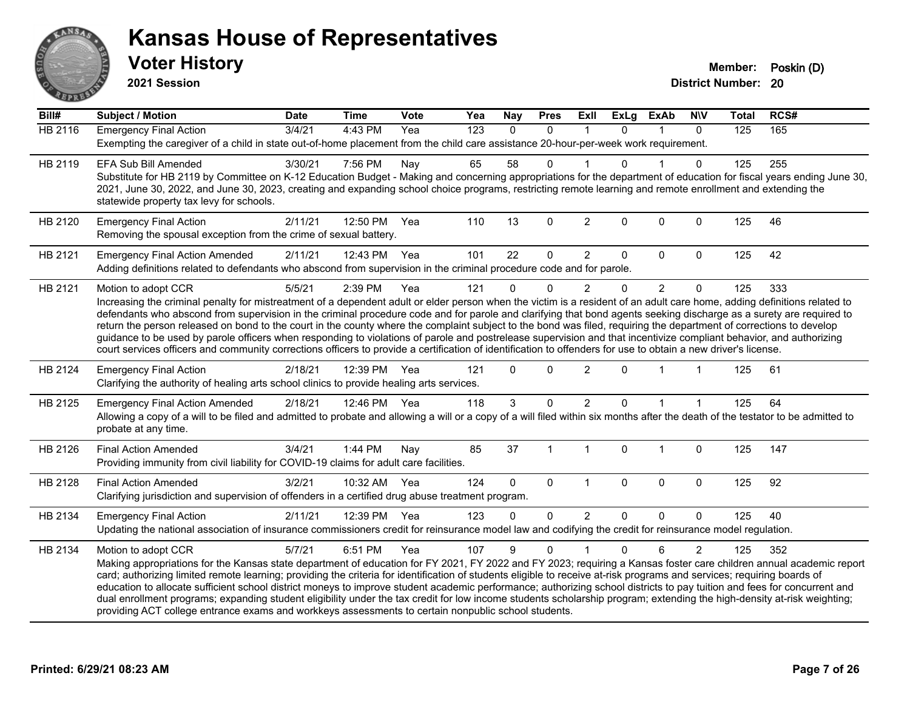# Kansas House of Representatives

## Voter History

**2021 Session**

**Member:** Poskin (D)
**District Number:** 20

| Bill# | Subject / Motion | Date | Time | Vote | Yea | Nay | Pres | ExII | ExLg | ExAb | N\V | Total | RCS# |
|---|---|---|---|---|---|---|---|---|---|---|---|---|---|
| HB 2116 | Emergency Final Action | 3/4/21 | 4:43 PM | Yea | 123 | 0 | 0 | 1 | 0 | 1 | 0 | 125 | 165 |
| | Exempting the caregiver of a child in state out-of-home placement from the child care assistance 20-hour-per-week work requirement. | | | | | | | | | | | | |
| HB 2119 | EFA Sub Bill Amended | 3/30/21 | 7:56 PM | Nay | 65 | 58 | 0 | 1 | 0 | 1 | 0 | 125 | 255 |
| | Substitute for HB 2119 by Committee on K-12 Education Budget - Making and concerning appropriations for the department of education for fiscal years ending June 30, 2021, June 30, 2022, and June 30, 2023, creating and expanding school choice programs, restricting remote learning and remote enrollment and extending the statewide property tax levy for schools. | | | | | | | | | | | | |
| HB 2120 | Emergency Final Action | 2/11/21 | 12:50 PM | Yea | 110 | 13 | 0 | 2 | 0 | 0 | 0 | 125 | 46 |
| | Removing the spousal exception from the crime of sexual battery. | | | | | | | | | | | | |
| HB 2121 | Emergency Final Action Amended | 2/11/21 | 12:43 PM | Yea | 101 | 22 | 0 | 2 | 0 | 0 | 0 | 125 | 42 |
| | Adding definitions related to defendants who abscond from supervision in the criminal procedure code and for parole. | | | | | | | | | | | | |
| HB 2121 | Motion to adopt CCR | 5/5/21 | 2:39 PM | Yea | 121 | 0 | 0 | 2 | 0 | 2 | 0 | 125 | 333 |
| | Increasing the criminal penalty for mistreatment of a dependent adult or elder person when the victim is a resident of an adult care home, adding definitions related to defendants who abscond from supervision in the criminal procedure code and for parole and clarifying that bond agents seeking discharge as a surety are required to return the person released on bond to the court in the county where the complaint subject to the bond was filed, requiring the department of corrections to develop guidance to be used by parole officers when responding to violations of parole and postrelease supervision and that incentivize compliant behavior, and authorizing court services officers and community corrections officers to provide a certification of identification to offenders for use to obtain a new driver's license. | | | | | | | | | | | | |
| HB 2124 | Emergency Final Action | 2/18/21 | 12:39 PM | Yea | 121 | 0 | 0 | 2 | 0 | 1 | 1 | 125 | 61 |
| | Clarifying the authority of healing arts school clinics to provide healing arts services. | | | | | | | | | | | | |
| HB 2125 | Emergency Final Action Amended | 2/18/21 | 12:46 PM | Yea | 118 | 3 | 0 | 2 | 0 | 1 | 1 | 125 | 64 |
| | Allowing a copy of a will to be filed and admitted to probate and allowing a will or a copy of a will filed within six months after the death of the testator to be admitted to probate at any time. | | | | | | | | | | | | |
| HB 2126 | Final Action Amended | 3/4/21 | 1:44 PM | Nay | 85 | 37 | 1 | 1 | 0 | 1 | 0 | 125 | 147 |
| | Providing immunity from civil liability for COVID-19 claims for adult care facilities. | | | | | | | | | | | | |
| HB 2128 | Final Action Amended | 3/2/21 | 10:32 AM | Yea | 124 | 0 | 0 | 1 | 0 | 0 | 0 | 125 | 92 |
| | Clarifying jurisdiction and supervision of offenders in a certified drug abuse treatment program. | | | | | | | | | | | | |
| HB 2134 | Emergency Final Action | 2/11/21 | 12:39 PM | Yea | 123 | 0 | 0 | 2 | 0 | 0 | 0 | 125 | 40 |
| | Updating the national association of insurance commissioners credit for reinsurance model law and codifying the credit for reinsurance model regulation. | | | | | | | | | | | | |
| HB 2134 | Motion to adopt CCR | 5/7/21 | 6:51 PM | Yea | 107 | 9 | 0 | 1 | 0 | 6 | 2 | 125 | 352 |
| | Making appropriations for the Kansas state department of education for FY 2021, FY 2022 and FY 2023; requiring a Kansas foster care children annual academic report card; authorizing limited remote learning; providing the criteria for identification of students eligible to receive at-risk programs and services; requiring boards of education to allocate sufficient school district moneys to improve student academic performance; authorizing school districts to pay tuition and fees for concurrent and dual enrollment programs; expanding student eligibility under the tax credit for low income students scholarship program; extending the high-density at-risk weighting; providing ACT college entrance exams and workkeys assessments to certain nonpublic school students. | | | | | | | | | | | | |

Printed: 6/29/21 08:23 AM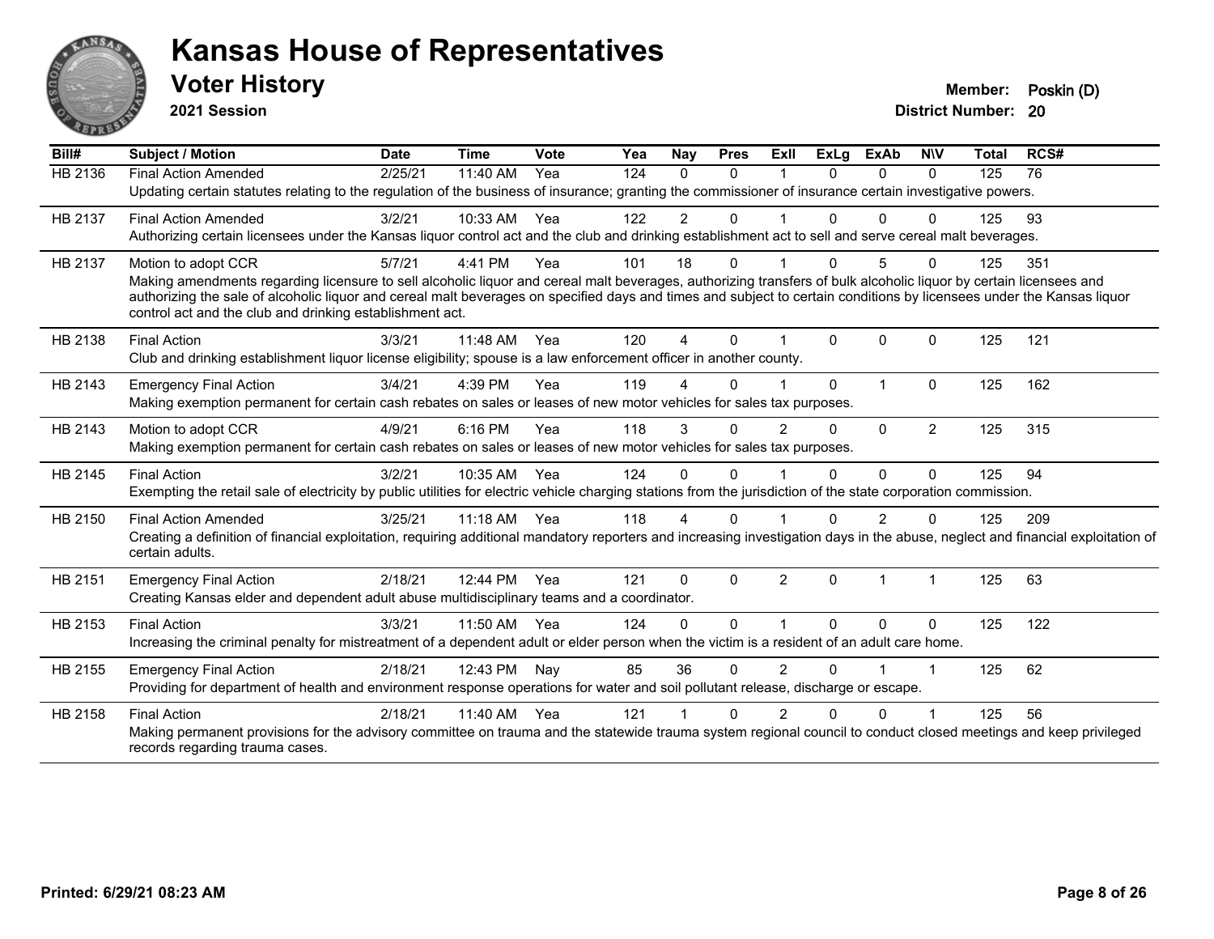# Kansas House of Representatives

## Voter History

**2021 Session**

**Member:** Poskin (D)
**District Number:** 20

| Bill# | Subject / Motion | Date | Time | Vote | Yea | Nay | Pres | ExII | ExLg | ExAb | N\V | Total | RCS# |
|---|---|---|---|---|---|---|---|---|---|---|---|---|---|
| HB 2136 | Final Action Amended | 2/25/21 | 11:40 AM | Yea | 124 | 0 | 0 | 1 | 0 | 0 | 0 | 125 | 76 |
| | Updating certain statutes relating to the regulation of the business of insurance; granting the commissioner of insurance certain investigative powers. | | | | | | | | | | | | |
| HB 2137 | Final Action Amended | 3/2/21 | 10:33 AM | Yea | 122 | 2 | 0 | 1 | 0 | 0 | 0 | 125 | 93 |
| | Authorizing certain licensees under the Kansas liquor control act and the club and drinking establishment act to sell and serve cereal malt beverages. | | | | | | | | | | | | |
| HB 2137 | Motion to adopt CCR | 5/7/21 | 4:41 PM | Yea | 101 | 18 | 0 | 1 | 0 | 5 | 0 | 125 | 351 |
| | Making amendments regarding licensure to sell alcoholic liquor and cereal malt beverages, authorizing transfers of bulk alcoholic liquor by certain licensees and authorizing the sale of alcoholic liquor and cereal malt beverages on specified days and times and subject to certain conditions by licensees under the Kansas liquor control act and the club and drinking establishment act. | | | | | | | | | | | | |
| HB 2138 | Final Action | 3/3/21 | 11:48 AM | Yea | 120 | 4 | 0 | 1 | 0 | 0 | 0 | 125 | 121 |
| | Club and drinking establishment liquor license eligibility; spouse is a law enforcement officer in another county. | | | | | | | | | | | | |
| HB 2143 | Emergency Final Action | 3/4/21 | 4:39 PM | Yea | 119 | 4 | 0 | 1 | 0 | 1 | 0 | 125 | 162 |
| | Making exemption permanent for certain cash rebates on sales or leases of new motor vehicles for sales tax purposes. | | | | | | | | | | | | |
| HB 2143 | Motion to adopt CCR | 4/9/21 | 6:16 PM | Yea | 118 | 3 | 0 | 2 | 0 | 0 | 2 | 125 | 315 |
| | Making exemption permanent for certain cash rebates on sales or leases of new motor vehicles for sales tax purposes. | | | | | | | | | | | | |
| HB 2145 | Final Action | 3/2/21 | 10:35 AM | Yea | 124 | 0 | 0 | 1 | 0 | 0 | 0 | 125 | 94 |
| | Exempting the retail sale of electricity by public utilities for electric vehicle charging stations from the jurisdiction of the state corporation commission. | | | | | | | | | | | | |
| HB 2150 | Final Action Amended | 3/25/21 | 11:18 AM | Yea | 118 | 4 | 0 | 1 | 0 | 2 | 0 | 125 | 209 |
| | Creating a definition of financial exploitation, requiring additional mandatory reporters and increasing investigation days in the abuse, neglect and financial exploitation of certain adults. | | | | | | | | | | | | |
| HB 2151 | Emergency Final Action | 2/18/21 | 12:44 PM | Yea | 121 | 0 | 0 | 2 | 0 | 1 | 1 | 125 | 63 |
| | Creating Kansas elder and dependent adult abuse multidisciplinary teams and a coordinator. | | | | | | | | | | | | |
| HB 2153 | Final Action | 3/3/21 | 11:50 AM | Yea | 124 | 0 | 0 | 1 | 0 | 0 | 0 | 125 | 122 |
| | Increasing the criminal penalty for mistreatment of a dependent adult or elder person when the victim is a resident of an adult care home. | | | | | | | | | | | | |
| HB 2155 | Emergency Final Action | 2/18/21 | 12:43 PM | Nay | 85 | 36 | 0 | 2 | 0 | 1 | 1 | 125 | 62 |
| | Providing for department of health and environment response operations for water and soil pollutant release, discharge or escape. | | | | | | | | | | | | |
| HB 2158 | Final Action | 2/18/21 | 11:40 AM | Yea | 121 | 1 | 0 | 2 | 0 | 0 | 1 | 125 | 56 |
| | Making permanent provisions for the advisory committee on trauma and the statewide trauma system regional council to conduct closed meetings and keep privileged records regarding trauma cases. | | | | | | | | | | | | |

**Printed: 6/29/21 08:23 AM**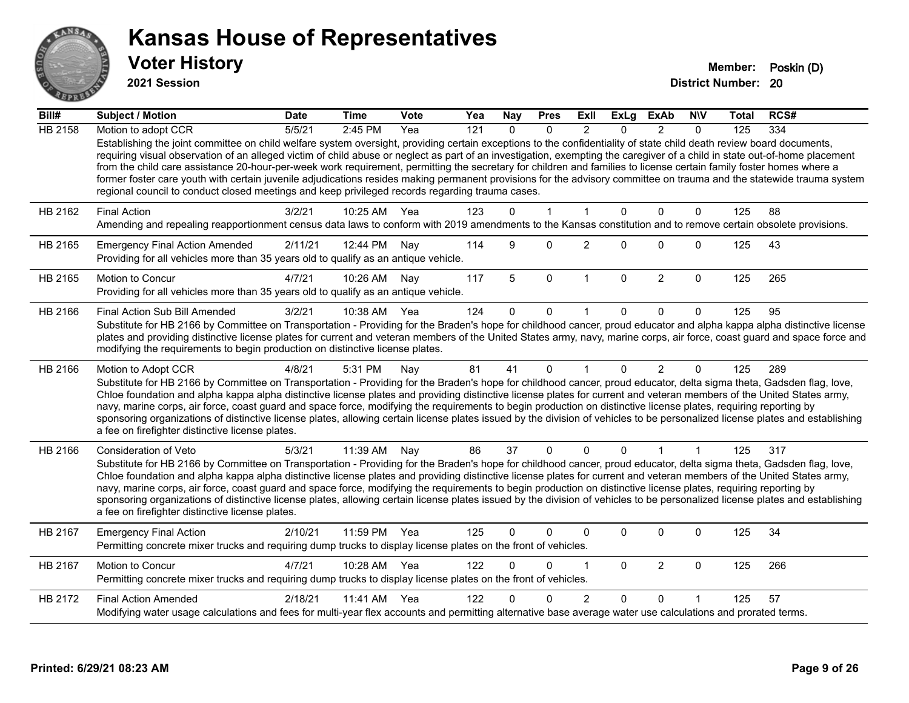# Kansas House of Representatives

## Voter History

**2021 Session**

**Member:** Poskin (D)
**District Number:** 20

| Bill# | Subject / Motion | Date | Time | Vote | Yea | Nay | Pres | ExII | ExLg | ExAb | N\V | Total | RCS# |
|---|---|---|---|---|---|---|---|---|---|---|---|---|---|
| HB 2158 | Motion to adopt CCR | 5/5/21 | 2:45 PM | Yea | 121 | 0 | 0 | 2 | 0 | 2 | 0 | 125 | 334 |
| | Establishing the joint committee on child welfare system oversight, providing certain exceptions to the confidentiality of state child death review board documents, requiring visual observation of an alleged victim of child abuse or neglect as part of an investigation, exempting the caregiver of a child in state out-of-home placement from the child care assistance 20-hour-per-week work requirement, permitting the secretary for children and families to license certain family foster homes where a former foster care youth with certain juvenile adjudications resides making permanent provisions for the advisory committee on trauma and the statewide trauma system regional council to conduct closed meetings and keep privileged records regarding trauma cases. | | | | | | | | | | | | |
| HB 2162 | Final Action | 3/2/21 | 10:25 AM | Yea | 123 | 0 | 1 | 1 | 0 | 0 | 0 | 125 | 88 |
| | Amending and repealing reapportionment census data laws to conform with 2019 amendments to the Kansas constitution and to remove certain obsolete provisions. | | | | | | | | | | | | |
| HB 2165 | Emergency Final Action Amended | 2/11/21 | 12:44 PM | Nay | 114 | 9 | 0 | 2 | 0 | 0 | 0 | 125 | 43 |
| | Providing for all vehicles more than 35 years old to qualify as an antique vehicle. | | | | | | | | | | | | |
| HB 2165 | Motion to Concur | 4/7/21 | 10:26 AM | Nay | 117 | 5 | 0 | 1 | 0 | 2 | 0 | 125 | 265 |
| | Providing for all vehicles more than 35 years old to qualify as an antique vehicle. | | | | | | | | | | | | |
| HB 2166 | Final Action Sub Bill Amended | 3/2/21 | 10:38 AM | Yea | 124 | 0 | 0 | 1 | 0 | 0 | 0 | 125 | 95 |
| | Substitute for HB 2166 by Committee on Transportation - Providing for the Braden's hope for childhood cancer, proud educator and alpha kappa alpha distinctive license plates and providing distinctive license plates for current and veteran members of the United States army, navy, marine corps, air force, coast guard and space force and modifying the requirements to begin production on distinctive license plates. | | | | | | | | | | | | |
| HB 2166 | Motion to Adopt CCR | 4/8/21 | 5:31 PM | Nay | 81 | 41 | 0 | 1 | 0 | 2 | 0 | 125 | 289 |
| | Substitute for HB 2166 by Committee on Transportation - Providing for the Braden's hope for childhood cancer, proud educator, delta sigma theta, Gadsden flag, love, Chloe foundation and alpha kappa alpha distinctive license plates and providing distinctive license plates for current and veteran members of the United States army, navy, marine corps, air force, coast guard and space force, modifying the requirements to begin production on distinctive license plates, requiring reporting by sponsoring organizations of distinctive license plates, allowing certain license plates issued by the division of vehicles to be personalized license plates and establishing a fee on firefighter distinctive license plates. | | | | | | | | | | | | |
| HB 2166 | Consideration of Veto | 5/3/21 | 11:39 AM | Nay | 86 | 37 | 0 | 0 | 0 | 1 | 1 | 125 | 317 |
| | Substitute for HB 2166 by Committee on Transportation - Providing for the Braden's hope for childhood cancer, proud educator, delta sigma theta, Gadsden flag, love, Chloe foundation and alpha kappa alpha distinctive license plates and providing distinctive license plates for current and veteran members of the United States army, navy, marine corps, air force, coast guard and space force, modifying the requirements to begin production on distinctive license plates, requiring reporting by sponsoring organizations of distinctive license plates, allowing certain license plates issued by the division of vehicles to be personalized license plates and establishing a fee on firefighter distinctive license plates. | | | | | | | | | | | | |
| HB 2167 | Emergency Final Action | 2/10/21 | 11:59 PM | Yea | 125 | 0 | 0 | 0 | 0 | 0 | 0 | 125 | 34 |
| | Permitting concrete mixer trucks and requiring dump trucks to display license plates on the front of vehicles. | | | | | | | | | | | | |
| HB 2167 | Motion to Concur | 4/7/21 | 10:28 AM | Yea | 122 | 0 | 0 | 1 | 0 | 2 | 0 | 125 | 266 |
| | Permitting concrete mixer trucks and requiring dump trucks to display license plates on the front of vehicles. | | | | | | | | | | | | |
| HB 2172 | Final Action Amended | 2/18/21 | 11:41 AM | Yea | 122 | 0 | 0 | 2 | 0 | 0 | 1 | 125 | 57 |
| | Modifying water usage calculations and fees for multi-year flex accounts and permitting alternative base average water use calculations and prorated terms. | | | | | | | | | | | | |

Printed: 6/29/21 08:23 AM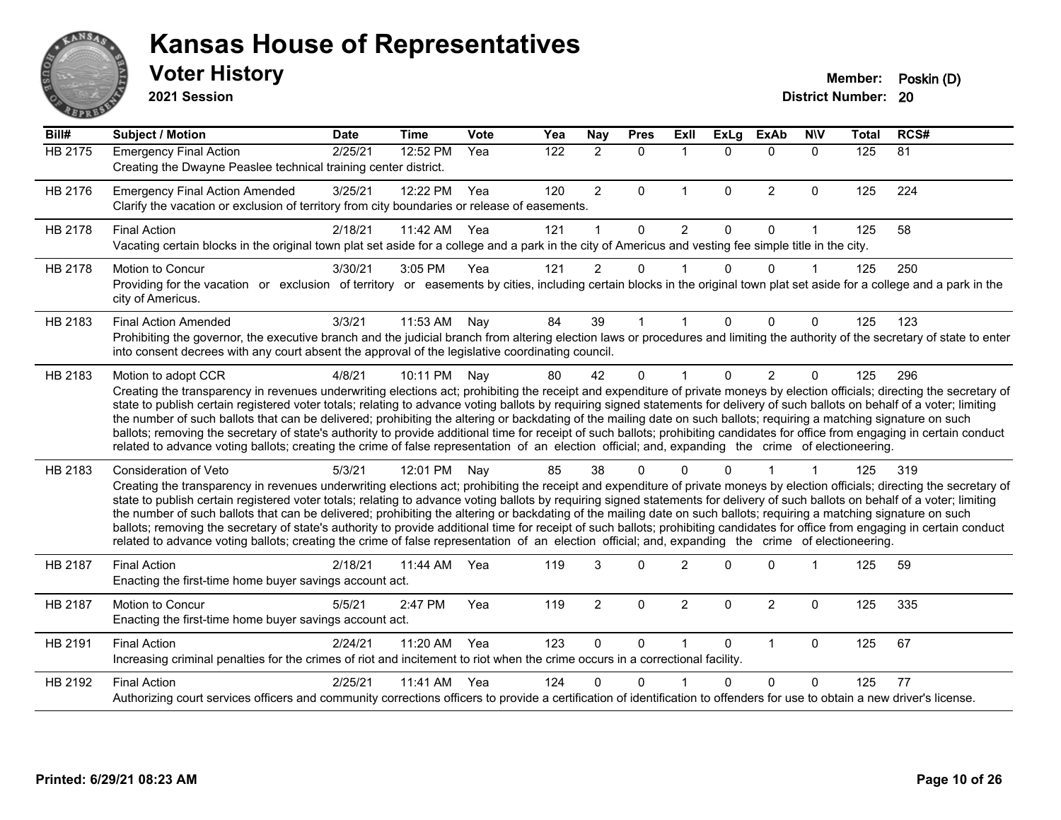# Kansas House of Representatives

## Voter History

**2021 Session**

**Member:** Poskin (D)
**District Number:** 20

| Bill# | Subject / Motion | Date | Time | Vote | Yea | Nay | Pres | ExII | ExLg | ExAb | N\V | Total | RCS# |
|---|---|---|---|---|---|---|---|---|---|---|---|---|---|
| HB 2175 | Emergency Final Action | 2/25/21 | 12:52 PM | Yea | 122 | 2 | 0 | 1 | 0 | 0 | 0 | 125 | 81 |
| | Creating the Dwayne Peaslee technical training center district. | | | | | | | | | | | | |
| HB 2176 | Emergency Final Action Amended | 3/25/21 | 12:22 PM | Yea | 120 | 2 | 0 | 1 | 0 | 2 | 0 | 125 | 224 |
| | Clarify the vacation or exclusion of territory from city boundaries or release of easements. | | | | | | | | | | | | |
| HB 2178 | Final Action | 2/18/21 | 11:42 AM | Yea | 121 | 1 | 0 | 2 | 0 | 0 | 1 | 125 | 58 |
| | Vacating certain blocks in the original town plat set aside for a college and a park in the city of Americus and vesting fee simple title in the city. | | | | | | | | | | | | |
| HB 2178 | Motion to Concur | 3/30/21 | 3:05 PM | Yea | 121 | 2 | 0 | 1 | 0 | 0 | 1 | 125 | 250 |
| | Providing for the vacation or exclusion of territory or easements by cities, including certain blocks in the original town plat set aside for a college and a park in the city of Americus. | | | | | | | | | | | | |
| HB 2183 | Final Action Amended | 3/3/21 | 11:53 AM | Nay | 84 | 39 | 1 | 1 | 0 | 0 | 0 | 125 | 123 |
| | Prohibiting the governor, the executive branch and the judicial branch from altering election laws or procedures and limiting the authority of the secretary of state to enter into consent decrees with any court absent the approval of the legislative coordinating council. | | | | | | | | | | | | |
| HB 2183 | Motion to adopt CCR | 4/8/21 | 10:11 PM | Nay | 80 | 42 | 0 | 1 | 0 | 2 | 0 | 125 | 296 |
| | Creating the transparency in revenues underwriting elections act; prohibiting the receipt and expenditure of private moneys by election officials; directing the secretary of state to publish certain registered voter totals; relating to advance voting ballots by requiring signed statements for delivery of such ballots on behalf of a voter; limiting the number of such ballots that can be delivered; prohibiting the altering or backdating of the mailing date on such ballots; requiring a matching signature on such ballots; removing the secretary of state's authority to provide additional time for receipt of such ballots; prohibiting candidates for office from engaging in certain conduct related to advance voting ballots; creating the crime of false representation of an election official; and, expanding the crime of electioneering. | | | | | | | | | | | | |
| HB 2183 | Consideration of Veto | 5/3/21 | 12:01 PM | Nay | 85 | 38 | 0 | 0 | 0 | 1 | 1 | 125 | 319 |
| | Creating the transparency in revenues underwriting elections act; prohibiting the receipt and expenditure of private moneys by election officials; directing the secretary of state to publish certain registered voter totals; relating to advance voting ballots by requiring signed statements for delivery of such ballots on behalf of a voter; limiting the number of such ballots that can be delivered; prohibiting the altering or backdating of the mailing date on such ballots; requiring a matching signature on such ballots; removing the secretary of state's authority to provide additional time for receipt of such ballots; prohibiting candidates for office from engaging in certain conduct related to advance voting ballots; creating the crime of false representation of an election official; and, expanding the crime of electioneering. | | | | | | | | | | | | |
| HB 2187 | Final Action | 2/18/21 | 11:44 AM | Yea | 119 | 3 | 0 | 2 | 0 | 0 | 1 | 125 | 59 |
| | Enacting the first-time home buyer savings account act. | | | | | | | | | | | | |
| HB 2187 | Motion to Concur | 5/5/21 | 2:47 PM | Yea | 119 | 2 | 0 | 2 | 0 | 2 | 0 | 125 | 335 |
| | Enacting the first-time home buyer savings account act. | | | | | | | | | | | | |
| HB 2191 | Final Action | 2/24/21 | 11:20 AM | Yea | 123 | 0 | 0 | 1 | 0 | 1 | 0 | 125 | 67 |
| | Increasing criminal penalties for the crimes of riot and incitement to riot when the crime occurs in a correctional facility. | | | | | | | | | | | | |
| HB 2192 | Final Action | 2/25/21 | 11:41 AM | Yea | 124 | 0 | 0 | 1 | 0 | 0 | 0 | 125 | 77 |
| | Authorizing court services officers and community corrections officers to provide a certification of identification to offenders for use to obtain a new driver's license. | | | | | | | | | | | | |

**Printed: 6/29/21 08:23 AM**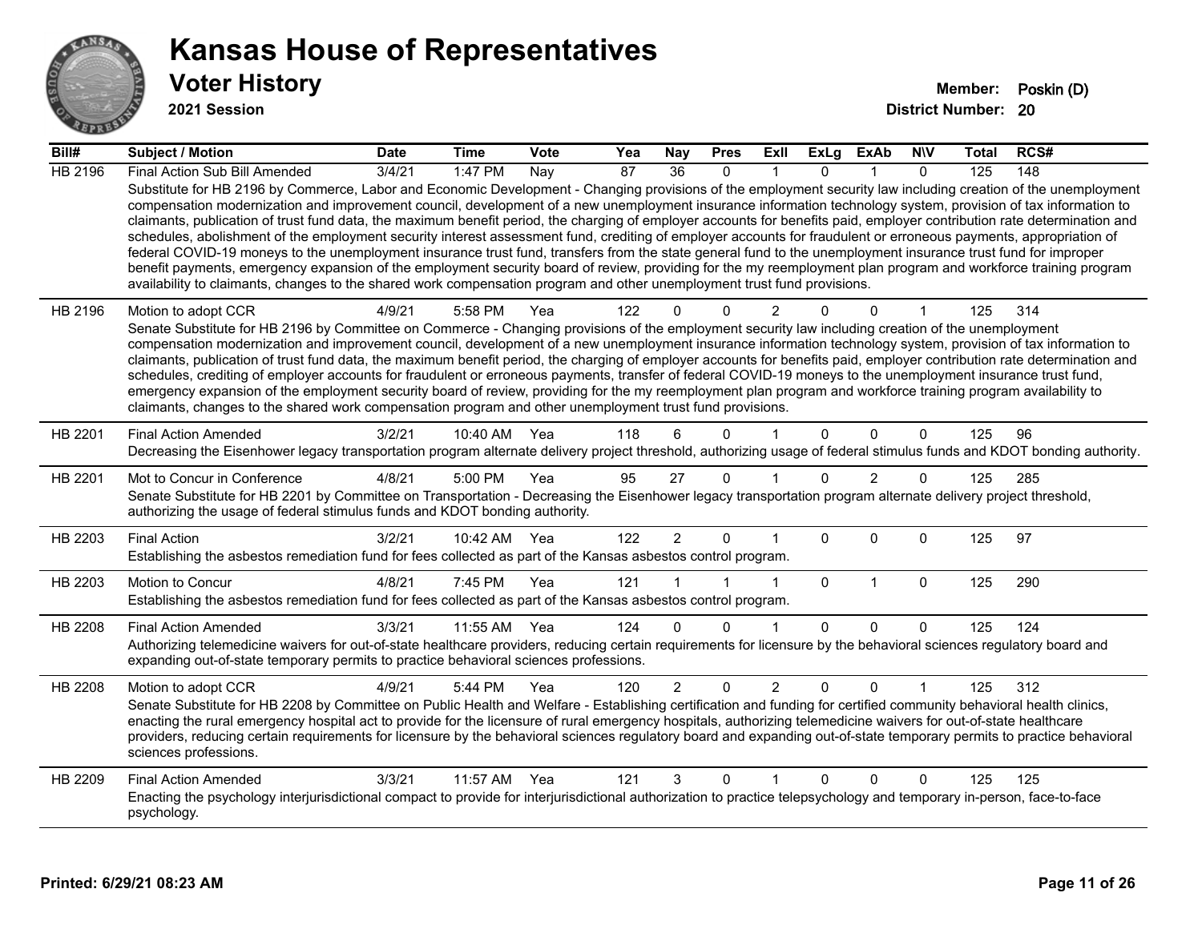# Kansas House of Representatives

## Voter History

**2021 Session**

**Member:** Poskin (D)
**District Number:** 20

| Bill# | Subject / Motion | Date | Time | Vote | Yea | Nay | Pres | ExII | ExLg | ExAb | N\V | Total | RCS# |
|---|---|---|---|---|---|---|---|---|---|---|---|---|---|
| HB 2196 | Final Action Sub Bill Amended | 3/4/21 | 1:47 PM | Nay | 87 | 36 | 0 | 1 | 0 | 1 | 0 | 125 | 148 |
| | Substitute for HB 2196 by Commerce, Labor and Economic Development - Changing provisions of the employment security law including creation of the unemployment compensation modernization and improvement council, development of a new unemployment insurance information technology system, provision of tax information to claimants, publication of trust fund data, the maximum benefit period, the charging of employer accounts for benefits paid, employer contribution rate determination and schedules, abolishment of the employment security interest assessment fund, crediting of employer accounts for fraudulent or erroneous payments, appropriation of federal COVID-19 moneys to the unemployment insurance trust fund, transfers from the state general fund to the unemployment insurance trust fund for improper benefit payments, emergency expansion of the employment security board of review, providing for the my reemployment plan program and workforce training program availability to claimants, changes to the shared work compensation program and other unemployment trust fund provisions. | | | | | | | | | | | | |
| HB 2196 | Motion to adopt CCR | 4/9/21 | 5:58 PM | Yea | 122 | 0 | 0 | 2 | 0 | 0 | 1 | 125 | 314 |
| | Senate Substitute for HB 2196 by Committee on Commerce - Changing provisions of the employment security law including creation of the unemployment compensation modernization and improvement council, development of a new unemployment insurance information technology system, provision of tax information to claimants, publication of trust fund data, the maximum benefit period, the charging of employer accounts for benefits paid, employer contribution rate determination and schedules, crediting of employer accounts for fraudulent or erroneous payments, transfer of federal COVID-19 moneys to the unemployment insurance trust fund, emergency expansion of the employment security board of review, providing for the my reemployment plan program and workforce training program availability to claimants, changes to the shared work compensation program and other unemployment trust fund provisions. | | | | | | | | | | | | |
| HB 2201 | Final Action Amended | 3/2/21 | 10:40 AM | Yea | 118 | 6 | 0 | 1 | 0 | 0 | 0 | 125 | 96 |
| | Decreasing the Eisenhower legacy transportation program alternate delivery project threshold, authorizing usage of federal stimulus funds and KDOT bonding authority. | | | | | | | | | | | | |
| HB 2201 | Mot to Concur in Conference | 4/8/21 | 5:00 PM | Yea | 95 | 27 | 0 | 1 | 0 | 2 | 0 | 125 | 285 |
| | Senate Substitute for HB 2201 by Committee on Transportation - Decreasing the Eisenhower legacy transportation program alternate delivery project threshold, authorizing the usage of federal stimulus funds and KDOT bonding authority. | | | | | | | | | | | | |
| HB 2203 | Final Action | 3/2/21 | 10:42 AM | Yea | 122 | 2 | 0 | 1 | 0 | 0 | 0 | 125 | 97 |
| | Establishing the asbestos remediation fund for fees collected as part of the Kansas asbestos control program. | | | | | | | | | | | | |
| HB 2203 | Motion to Concur | 4/8/21 | 7:45 PM | Yea | 121 | 1 | 1 | 1 | 0 | 1 | 0 | 125 | 290 |
| | Establishing the asbestos remediation fund for fees collected as part of the Kansas asbestos control program. | | | | | | | | | | | | |
| HB 2208 | Final Action Amended | 3/3/21 | 11:55 AM | Yea | 124 | 0 | 0 | 1 | 0 | 0 | 0 | 125 | 124 |
| | Authorizing telemedicine waivers for out-of-state healthcare providers, reducing certain requirements for licensure by the behavioral sciences regulatory board and expanding out-of-state temporary permits to practice behavioral sciences professions. | | | | | | | | | | | | |
| HB 2208 | Motion to adopt CCR | 4/9/21 | 5:44 PM | Yea | 120 | 2 | 0 | 2 | 0 | 0 | 1 | 125 | 312 |
| | Senate Substitute for HB 2208 by Committee on Public Health and Welfare - Establishing certification and funding for certified community behavioral health clinics, enacting the rural emergency hospital act to provide for the licensure of rural emergency hospitals, authorizing telemedicine waivers for out-of-state healthcare providers, reducing certain requirements for licensure by the behavioral sciences regulatory board and expanding out-of-state temporary permits to practice behavioral sciences professions. | | | | | | | | | | | | |
| HB 2209 | Final Action Amended | 3/3/21 | 11:57 AM | Yea | 121 | 3 | 0 | 1 | 0 | 0 | 0 | 125 | 125 |
| | Enacting the psychology interjurisdictional compact to provide for interjurisdictional authorization to practice telepsychology and temporary in-person, face-to-face psychology. | | | | | | | | | | | | |

Printed: 6/29/21 08:23 AM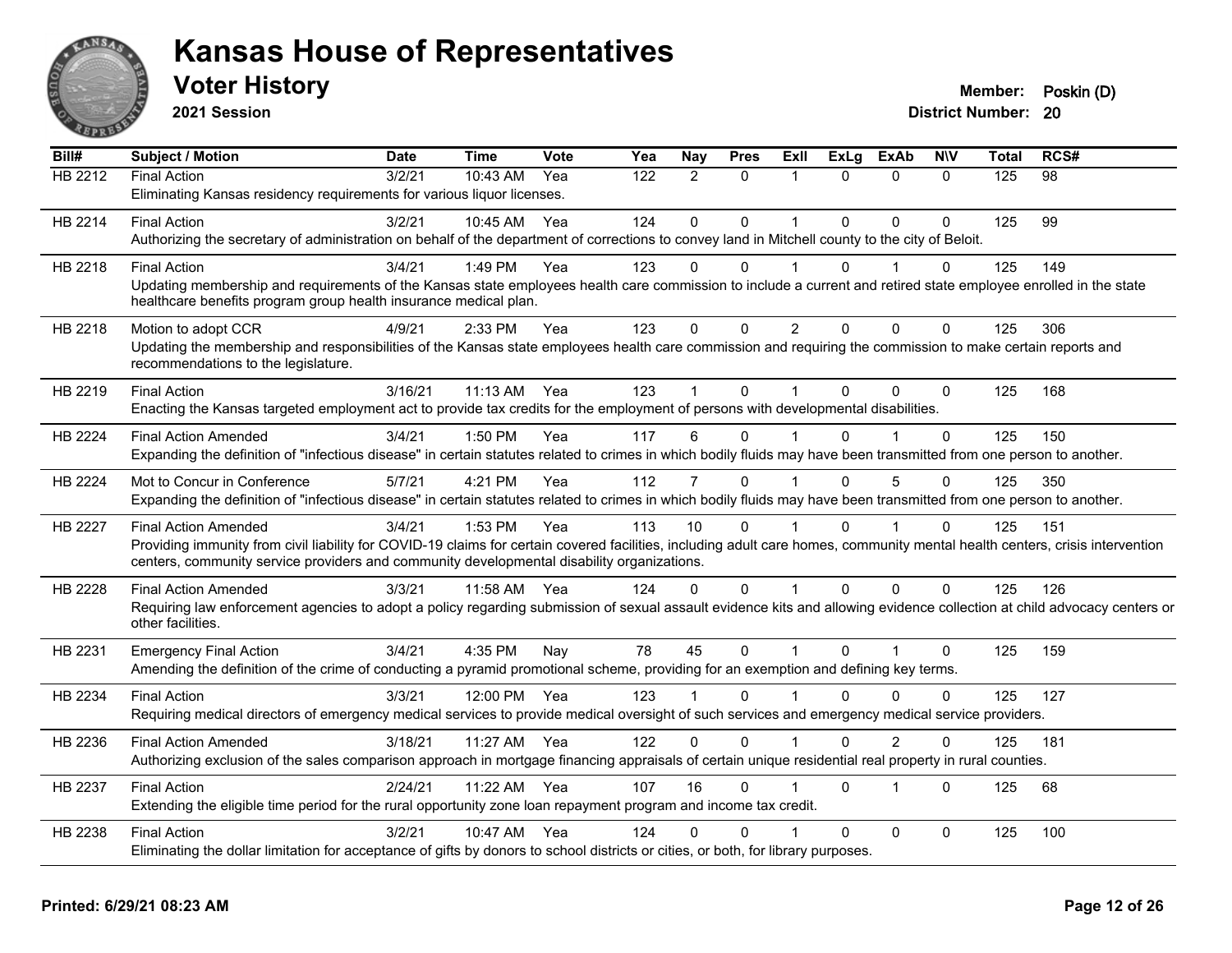# Kansas House of Representatives

## Voter History

**2021 Session**

**Member:** Poskin (D)
**District Number:** 20

| Bill# | Subject / Motion | Date | Time | Vote | Yea | Nay | Pres | ExII | ExLg | ExAb | N\V | Total | RCS# |
|---|---|---|---|---|---|---|---|---|---|---|---|---|---|
| HB 2212 | Final Action | 3/2/21 | 10:43 AM | Yea | 122 | 2 | 0 | 1 | 0 | 0 | 0 | 125 | 98 |
| | Eliminating Kansas residency requirements for various liquor licenses. | | | | | | | | | | | | |
| HB 2214 | Final Action | 3/2/21 | 10:45 AM | Yea | 124 | 0 | 0 | 1 | 0 | 0 | 0 | 125 | 99 |
| | Authorizing the secretary of administration on behalf of the department of corrections to convey land in Mitchell county to the city of Beloit. | | | | | | | | | | | | |
| HB 2218 | Final Action | 3/4/21 | 1:49 PM | Yea | 123 | 0 | 0 | 1 | 0 | 1 | 0 | 125 | 149 |
| | Updating membership and requirements of the Kansas state employees health care commission to include a current and retired state employee enrolled in the state healthcare benefits program group health insurance medical plan. | | | | | | | | | | | | |
| HB 2218 | Motion to adopt CCR | 4/9/21 | 2:33 PM | Yea | 123 | 0 | 0 | 2 | 0 | 0 | 0 | 125 | 306 |
| | Updating the membership and responsibilities of the Kansas state employees health care commission and requiring the commission to make certain reports and recommendations to the legislature. | | | | | | | | | | | | |
| HB 2219 | Final Action | 3/16/21 | 11:13 AM | Yea | 123 | 1 | 0 | 1 | 0 | 0 | 0 | 125 | 168 |
| | Enacting the Kansas targeted employment act to provide tax credits for the employment of persons with developmental disabilities. | | | | | | | | | | | | |
| HB 2224 | Final Action Amended | 3/4/21 | 1:50 PM | Yea | 117 | 6 | 0 | 1 | 0 | 1 | 0 | 125 | 150 |
| | Expanding the definition of "infectious disease" in certain statutes related to crimes in which bodily fluids may have been transmitted from one person to another. | | | | | | | | | | | | |
| HB 2224 | Mot to Concur in Conference | 5/7/21 | 4:21 PM | Yea | 112 | 7 | 0 | 1 | 0 | 5 | 0 | 125 | 350 |
| | Expanding the definition of "infectious disease" in certain statutes related to crimes in which bodily fluids may have been transmitted from one person to another. | | | | | | | | | | | | |
| HB 2227 | Final Action Amended | 3/4/21 | 1:53 PM | Yea | 113 | 10 | 0 | 1 | 0 | 1 | 0 | 125 | 151 |
| | Providing immunity from civil liability for COVID-19 claims for certain covered facilities, including adult care homes, community mental health centers, crisis intervention centers, community service providers and community developmental disability organizations. | | | | | | | | | | | | |
| HB 2228 | Final Action Amended | 3/3/21 | 11:58 AM | Yea | 124 | 0 | 0 | 1 | 0 | 0 | 0 | 125 | 126 |
| | Requiring law enforcement agencies to adopt a policy regarding submission of sexual assault evidence kits and allowing evidence collection at child advocacy centers or other facilities. | | | | | | | | | | | | |
| HB 2231 | Emergency Final Action | 3/4/21 | 4:35 PM | Nay | 78 | 45 | 0 | 1 | 0 | 1 | 0 | 125 | 159 |
| | Amending the definition of the crime of conducting a pyramid promotional scheme, providing for an exemption and defining key terms. | | | | | | | | | | | | |
| HB 2234 | Final Action | 3/3/21 | 12:00 PM | Yea | 123 | 1 | 0 | 1 | 0 | 0 | 0 | 125 | 127 |
| | Requiring medical directors of emergency medical services to provide medical oversight of such services and emergency medical service providers. | | | | | | | | | | | | |
| HB 2236 | Final Action Amended | 3/18/21 | 11:27 AM | Yea | 122 | 0 | 0 | 1 | 0 | 2 | 0 | 125 | 181 |
| | Authorizing exclusion of the sales comparison approach in mortgage financing appraisals of certain unique residential real property in rural counties. | | | | | | | | | | | | |
| HB 2237 | Final Action | 2/24/21 | 11:22 AM | Yea | 107 | 16 | 0 | 1 | 0 | 1 | 0 | 125 | 68 |
| | Extending the eligible time period for the rural opportunity zone loan repayment program and income tax credit. | | | | | | | | | | | | |
| HB 2238 | Final Action | 3/2/21 | 10:47 AM | Yea | 124 | 0 | 0 | 1 | 0 | 0 | 0 | 125 | 100 |
| | Eliminating the dollar limitation for acceptance of gifts by donors to school districts or cities, or both, for library purposes. | | | | | | | | | | | | |

**Printed: 6/29/21 08:23 AM**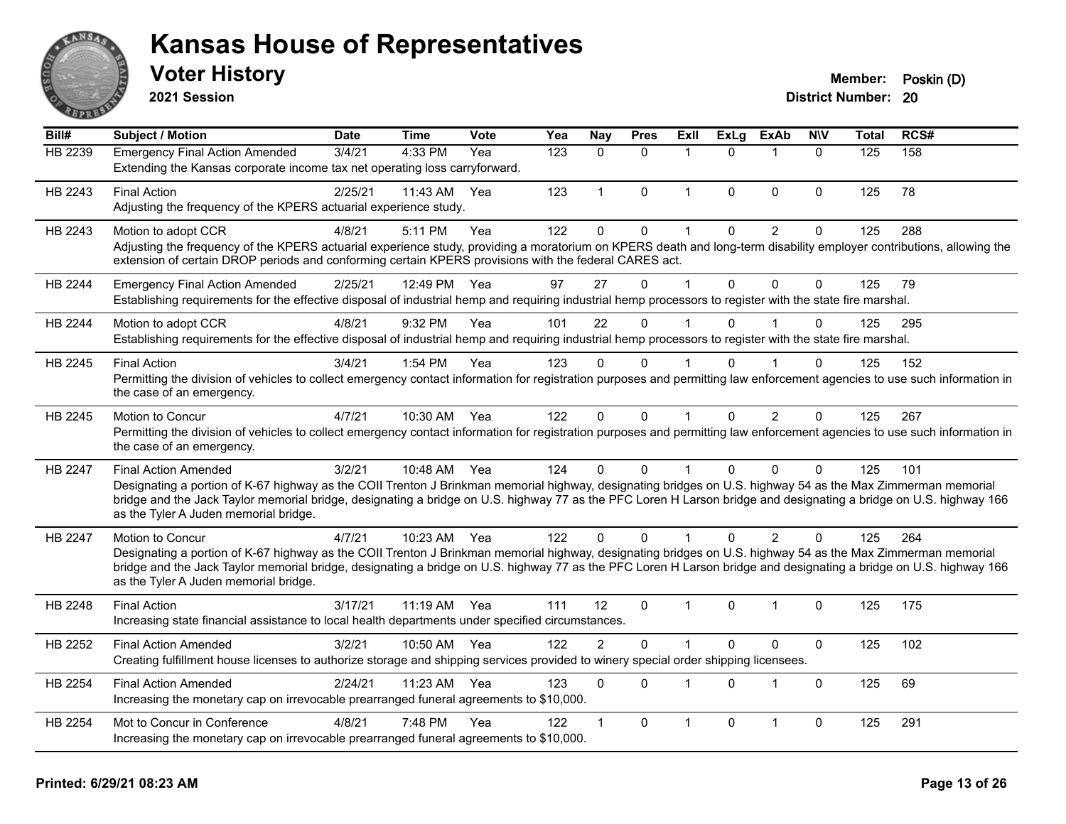# Kansas House of Representatives

## Voter History

**2021 Session**

**Member:** Poskin (D)
**District Number:** 20

| Bill# | Subject / Motion | Date | Time | Vote | Yea | Nay | Pres | ExII | ExLg | ExAb | N\V | Total | RCS# |
|---|---|---|---|---|---|---|---|---|---|---|---|---|---|
| HB 2239 | Emergency Final Action Amended | 3/4/21 | 4:33 PM | Yea | 123 | 0 | 0 | 1 | 0 | 1 | 0 | 125 | 158 |
| | Extending the Kansas corporate income tax net operating loss carryforward. | | | | | | | | | | | | |
| HB 2243 | Final Action | 2/25/21 | 11:43 AM | Yea | 123 | 1 | 0 | 1 | 0 | 0 | 0 | 125 | 78 |
| | Adjusting the frequency of the KPERS actuarial experience study. | | | | | | | | | | | | |
| HB 2243 | Motion to adopt CCR | 4/8/21 | 5:11 PM | Yea | 122 | 0 | 0 | 1 | 0 | 2 | 0 | 125 | 288 |
| | Adjusting the frequency of the KPERS actuarial experience study, providing a moratorium on KPERS death and long-term disability employer contributions, allowing the extension of certain DROP periods and conforming certain KPERS provisions with the federal CARES act. | | | | | | | | | | | | |
| HB 2244 | Emergency Final Action Amended | 2/25/21 | 12:49 PM | Yea | 97 | 27 | 0 | 1 | 0 | 0 | 0 | 125 | 79 |
| | Establishing requirements for the effective disposal of industrial hemp and requiring industrial hemp processors to register with the state fire marshal. | | | | | | | | | | | | |
| HB 2244 | Motion to adopt CCR | 4/8/21 | 9:32 PM | Yea | 101 | 22 | 0 | 1 | 0 | 1 | 0 | 125 | 295 |
| | Establishing requirements for the effective disposal of industrial hemp and requiring industrial hemp processors to register with the state fire marshal. | | | | | | | | | | | | |
| HB 2245 | Final Action | 3/4/21 | 1:54 PM | Yea | 123 | 0 | 0 | 1 | 0 | 1 | 0 | 125 | 152 |
| | Permitting the division of vehicles to collect emergency contact information for registration purposes and permitting law enforcement agencies to use such information in the case of an emergency. | | | | | | | | | | | | |
| HB 2245 | Motion to Concur | 4/7/21 | 10:30 AM | Yea | 122 | 0 | 0 | 1 | 0 | 2 | 0 | 125 | 267 |
| | Permitting the division of vehicles to collect emergency contact information for registration purposes and permitting law enforcement agencies to use such information in the case of an emergency. | | | | | | | | | | | | |
| HB 2247 | Final Action Amended | 3/2/21 | 10:48 AM | Yea | 124 | 0 | 0 | 1 | 0 | 0 | 0 | 125 | 101 |
| | Designating a portion of K-67 highway as the COII Trenton J Brinkman memorial highway, designating bridges on U.S. highway 54 as the Max Zimmerman memorial bridge and the Jack Taylor memorial bridge, designating a bridge on U.S. highway 77 as the PFC Loren H Larson bridge and designating a bridge on U.S. highway 166 as the Tyler A Juden memorial bridge. | | | | | | | | | | | | |
| HB 2247 | Motion to Concur | 4/7/21 | 10:23 AM | Yea | 122 | 0 | 0 | 1 | 0 | 2 | 0 | 125 | 264 |
| | Designating a portion of K-67 highway as the COII Trenton J Brinkman memorial highway, designating bridges on U.S. highway 54 as the Max Zimmerman memorial bridge and the Jack Taylor memorial bridge, designating a bridge on U.S. highway 77 as the PFC Loren H Larson bridge and designating a bridge on U.S. highway 166 as the Tyler A Juden memorial bridge. | | | | | | | | | | | | |
| HB 2248 | Final Action | 3/17/21 | 11:19 AM | Yea | 111 | 12 | 0 | 1 | 0 | 1 | 0 | 125 | 175 |
| | Increasing state financial assistance to local health departments under specified circumstances. | | | | | | | | | | | | |
| HB 2252 | Final Action Amended | 3/2/21 | 10:50 AM | Yea | 122 | 2 | 0 | 1 | 0 | 0 | 0 | 125 | 102 |
| | Creating fulfillment house licenses to authorize storage and shipping services provided to winery special order shipping licensees. | | | | | | | | | | | | |
| HB 2254 | Final Action Amended | 2/24/21 | 11:23 AM | Yea | 123 | 0 | 0 | 1 | 0 | 1 | 0 | 125 | 69 |
| | Increasing the monetary cap on irrevocable prearranged funeral agreements to $10,000. | | | | | | | | | | | | |
| HB 2254 | Mot to Concur in Conference | 4/8/21 | 7:48 PM | Yea | 122 | 1 | 0 | 1 | 0 | 1 | 0 | 125 | 291 |
| | Increasing the monetary cap on irrevocable prearranged funeral agreements to $10,000. | | | | | | | | | | | | |

**Printed: 6/29/21 08:23 AM**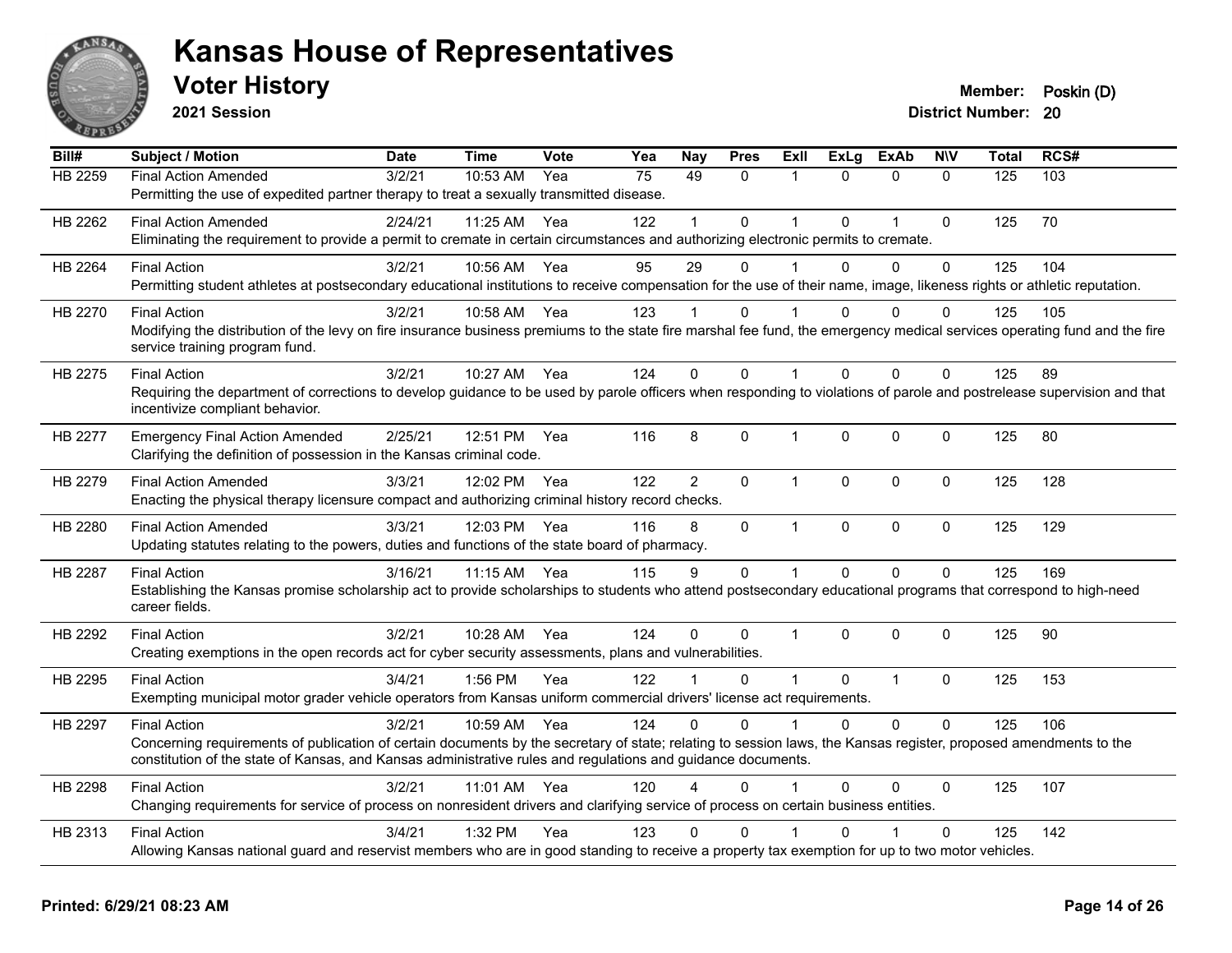# Kansas House of Representatives

## Voter History

**2021 Session**

**Member:** Poskin (D)

**District Number:** 20

| Bill# | Subject / Motion | Date | Time | Vote | Yea | Nay | Pres | ExII | ExLg | ExAb | N\V | Total | RCS# |
|---|---|---|---|---|---|---|---|---|---|---|---|---|---|
| HB 2259 | Final Action Amended | 3/2/21 | 10:53 AM | Yea | 75 | 49 | 0 | 1 | 0 | 0 | 0 | 125 | 103 |
| | Permitting the use of expedited partner therapy to treat a sexually transmitted disease. | | | | | | | | | | | | |
| HB 2262 | Final Action Amended | 2/24/21 | 11:25 AM | Yea | 122 | 1 | 0 | 1 | 0 | 1 | 0 | 125 | 70 |
| | Eliminating the requirement to provide a permit to cremate in certain circumstances and authorizing electronic permits to cremate. | | | | | | | | | | | | |
| HB 2264 | Final Action | 3/2/21 | 10:56 AM | Yea | 95 | 29 | 0 | 1 | 0 | 0 | 0 | 125 | 104 |
| | Permitting student athletes at postsecondary educational institutions to receive compensation for the use of their name, image, likeness rights or athletic reputation. | | | | | | | | | | | | |
| HB 2270 | Final Action | 3/2/21 | 10:58 AM | Yea | 123 | 1 | 0 | 1 | 0 | 0 | 0 | 125 | 105 |
| | Modifying the distribution of the levy on fire insurance business premiums to the state fire marshal fee fund, the emergency medical services operating fund and the fire service training program fund. | | | | | | | | | | | | |
| HB 2275 | Final Action | 3/2/21 | 10:27 AM | Yea | 124 | 0 | 0 | 1 | 0 | 0 | 0 | 125 | 89 |
| | Requiring the department of corrections to develop guidance to be used by parole officers when responding to violations of parole and postrelease supervision and that incentivize compliant behavior. | | | | | | | | | | | | |
| HB 2277 | Emergency Final Action Amended | 2/25/21 | 12:51 PM | Yea | 116 | 8 | 0 | 1 | 0 | 0 | 0 | 125 | 80 |
| | Clarifying the definition of possession in the Kansas criminal code. | | | | | | | | | | | | |
| HB 2279 | Final Action Amended | 3/3/21 | 12:02 PM | Yea | 122 | 2 | 0 | 1 | 0 | 0 | 0 | 125 | 128 |
| | Enacting the physical therapy licensure compact and authorizing criminal history record checks. | | | | | | | | | | | | |
| HB 2280 | Final Action Amended | 3/3/21 | 12:03 PM | Yea | 116 | 8 | 0 | 1 | 0 | 0 | 0 | 125 | 129 |
| | Updating statutes relating to the powers, duties and functions of the state board of pharmacy. | | | | | | | | | | | | |
| HB 2287 | Final Action | 3/16/21 | 11:15 AM | Yea | 115 | 9 | 0 | 1 | 0 | 0 | 0 | 125 | 169 |
| | Establishing the Kansas promise scholarship act to provide scholarships to students who attend postsecondary educational programs that correspond to high-need career fields. | | | | | | | | | | | | |
| HB 2292 | Final Action | 3/2/21 | 10:28 AM | Yea | 124 | 0 | 0 | 1 | 0 | 0 | 0 | 125 | 90 |
| | Creating exemptions in the open records act for cyber security assessments, plans and vulnerabilities. | | | | | | | | | | | | |
| HB 2295 | Final Action | 3/4/21 | 1:56 PM | Yea | 122 | 1 | 0 | 1 | 0 | 1 | 0 | 125 | 153 |
| | Exempting municipal motor grader vehicle operators from Kansas uniform commercial drivers' license act requirements. | | | | | | | | | | | | |
| HB 2297 | Final Action | 3/2/21 | 10:59 AM | Yea | 124 | 0 | 0 | 1 | 0 | 0 | 0 | 125 | 106 |
| | Concerning requirements of publication of certain documents by the secretary of state; relating to session laws, the Kansas register, proposed amendments to the constitution of the state of Kansas, and Kansas administrative rules and regulations and guidance documents. | | | | | | | | | | | | |
| HB 2298 | Final Action | 3/2/21 | 11:01 AM | Yea | 120 | 4 | 0 | 1 | 0 | 0 | 0 | 125 | 107 |
| | Changing requirements for service of process on nonresident drivers and clarifying service of process on certain business entities. | | | | | | | | | | | | |
| HB 2313 | Final Action | 3/4/21 | 1:32 PM | Yea | 123 | 0 | 0 | 1 | 0 | 1 | 0 | 125 | 142 |
| | Allowing Kansas national guard and reservist members who are in good standing to receive a property tax exemption for up to two motor vehicles. | | | | | | | | | | | | |

**Printed: 6/29/21 08:23 AM**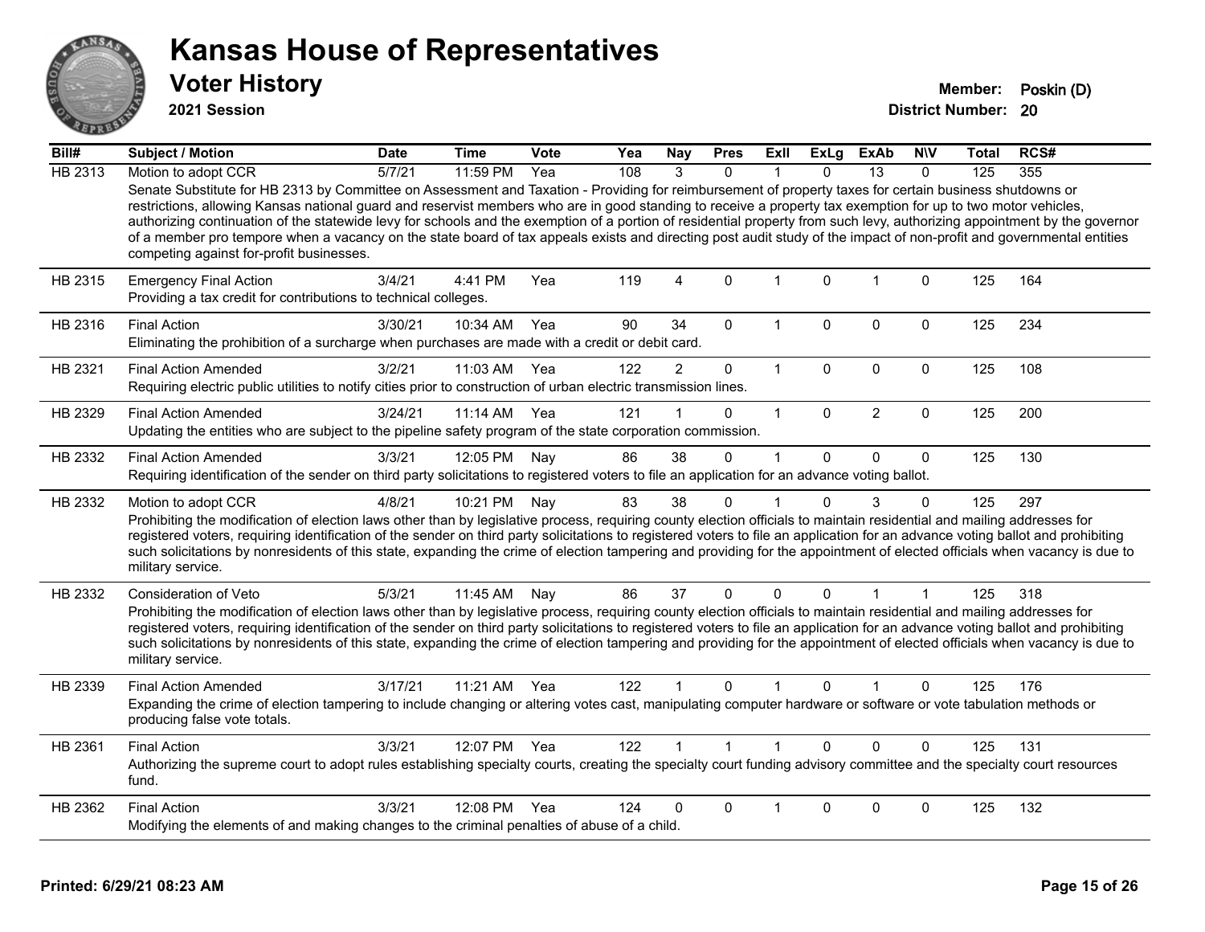# Kansas House of Representatives

## Voter History

**2021 Session**

**Member:** Poskin (D)
**District Number:** 20

| Bill# | Subject / Motion | Date | Time | Vote | Yea | Nay | Pres | ExII | ExLg | ExAb | N\V | Total | RCS# |
|---|---|---|---|---|---|---|---|---|---|---|---|---|---|
| HB 2313 | Motion to adopt CCR | 5/7/21 | 11:59 PM | Yea | 108 | 3 | 0 | 1 | 0 | 13 | 0 | 125 | 355 |
| | Senate Substitute for HB 2313 by Committee on Assessment and Taxation - Providing for reimbursement of property taxes for certain business shutdowns or restrictions, allowing Kansas national guard and reservist members who are in good standing to receive a property tax exemption for up to two motor vehicles, authorizing continuation of the statewide levy for schools and the exemption of a portion of residential property from such levy, authorizing appointment by the governor of a member pro tempore when a vacancy on the state board of tax appeals exists and directing post audit study of the impact of non-profit and governmental entities competing against for-profit businesses. | | | | | | | | | | | | |
| HB 2315 | Emergency Final Action | 3/4/21 | 4:41 PM | Yea | 119 | 4 | 0 | 1 | 0 | 1 | 0 | 125 | 164 |
| | Providing a tax credit for contributions to technical colleges. | | | | | | | | | | | | |
| HB 2316 | Final Action | 3/30/21 | 10:34 AM | Yea | 90 | 34 | 0 | 1 | 0 | 0 | 0 | 125 | 234 |
| | Eliminating the prohibition of a surcharge when purchases are made with a credit or debit card. | | | | | | | | | | | | |
| HB 2321 | Final Action Amended | 3/2/21 | 11:03 AM | Yea | 122 | 2 | 0 | 1 | 0 | 0 | 0 | 125 | 108 |
| | Requiring electric public utilities to notify cities prior to construction of urban electric transmission lines. | | | | | | | | | | | | |
| HB 2329 | Final Action Amended | 3/24/21 | 11:14 AM | Yea | 121 | 1 | 0 | 1 | 0 | 2 | 0 | 125 | 200 |
| | Updating the entities who are subject to the pipeline safety program of the state corporation commission. | | | | | | | | | | | | |
| HB 2332 | Final Action Amended | 3/3/21 | 12:05 PM | Nay | 86 | 38 | 0 | 1 | 0 | 0 | 0 | 125 | 130 |
| | Requiring identification of the sender on third party solicitations to registered voters to file an application for an advance voting ballot. | | | | | | | | | | | | |
| HB 2332 | Motion to adopt CCR | 4/8/21 | 10:21 PM | Nay | 83 | 38 | 0 | 1 | 0 | 3 | 0 | 125 | 297 |
| | Prohibiting the modification of election laws other than by legislative process, requiring county election officials to maintain residential and mailing addresses for registered voters, requiring identification of the sender on third party solicitations to registered voters to file an application for an advance voting ballot and prohibiting such solicitations by nonresidents of this state, expanding the crime of election tampering and providing for the appointment of elected officials when vacancy is due to military service. | | | | | | | | | | | | |
| HB 2332 | Consideration of Veto | 5/3/21 | 11:45 AM | Nay | 86 | 37 | 0 | 0 | 0 | 1 | 1 | 125 | 318 |
| | Prohibiting the modification of election laws other than by legislative process, requiring county election officials to maintain residential and mailing addresses for registered voters, requiring identification of the sender on third party solicitations to registered voters to file an application for an advance voting ballot and prohibiting such solicitations by nonresidents of this state, expanding the crime of election tampering and providing for the appointment of elected officials when vacancy is due to military service. | | | | | | | | | | | | |
| HB 2339 | Final Action Amended | 3/17/21 | 11:21 AM | Yea | 122 | 1 | 0 | 1 | 0 | 1 | 0 | 125 | 176 |
| | Expanding the crime of election tampering to include changing or altering votes cast, manipulating computer hardware or software or vote tabulation methods or producing false vote totals. | | | | | | | | | | | | |
| HB 2361 | Final Action | 3/3/21 | 12:07 PM | Yea | 122 | 1 | 1 | 1 | 0 | 0 | 0 | 125 | 131 |
| | Authorizing the supreme court to adopt rules establishing specialty courts, creating the specialty court funding advisory committee and the specialty court resources fund. | | | | | | | | | | | | |
| HB 2362 | Final Action | 3/3/21 | 12:08 PM | Yea | 124 | 0 | 0 | 1 | 0 | 0 | 0 | 125 | 132 |
| | Modifying the elements of and making changes to the criminal penalties of abuse of a child. | | | | | | | | | | | | |

**Printed: 6/29/21 08:23 AM**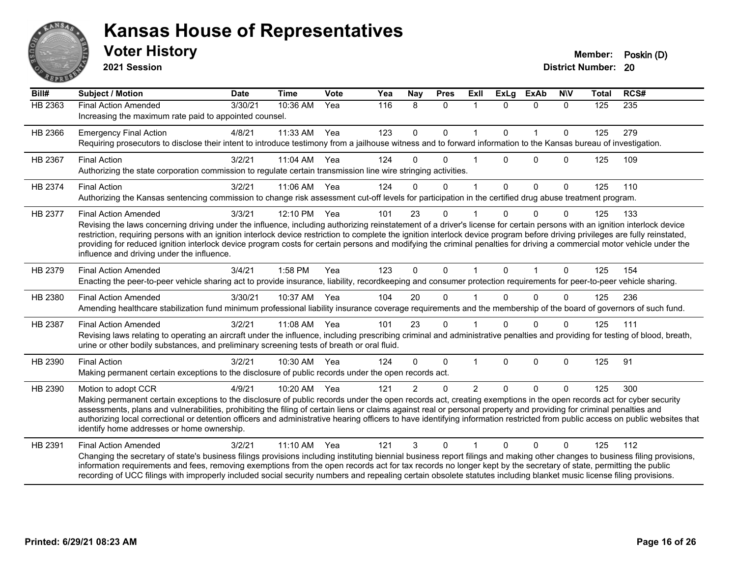# Kansas House of Representatives

## Voter History

**2021 Session**

**Member:** Poskin (D)
**District Number:** 20

| Bill# | Subject / Motion | Date | Time | Vote | Yea | Nay | Pres | ExII | ExLg | ExAb | N\V | Total | RCS# |
|---|---|---|---|---|---|---|---|---|---|---|---|---|---|
| HB 2363 | Final Action Amended | 3/30/21 | 10:36 AM | Yea | 116 | 8 | 0 | 1 | 0 | 0 | 0 | 125 | 235 |
| | Increasing the maximum rate paid to appointed counsel. | | | | | | | | | | | | |
| HB 2366 | Emergency Final Action | 4/8/21 | 11:33 AM | Yea | 123 | 0 | 0 | 1 | 0 | 1 | 0 | 125 | 279 |
| | Requiring prosecutors to disclose their intent to introduce testimony from a jailhouse witness and to forward information to the Kansas bureau of investigation. | | | | | | | | | | | | |
| HB 2367 | Final Action | 3/2/21 | 11:04 AM | Yea | 124 | 0 | 0 | 1 | 0 | 0 | 0 | 125 | 109 |
| | Authorizing the state corporation commission to regulate certain transmission line wire stringing activities. | | | | | | | | | | | | |
| HB 2374 | Final Action | 3/2/21 | 11:06 AM | Yea | 124 | 0 | 0 | 1 | 0 | 0 | 0 | 125 | 110 |
| | Authorizing the Kansas sentencing commission to change risk assessment cut-off levels for participation in the certified drug abuse treatment program. | | | | | | | | | | | | |
| HB 2377 | Final Action Amended | 3/3/21 | 12:10 PM | Yea | 101 | 23 | 0 | 1 | 0 | 0 | 0 | 125 | 133 |
| | Revising the laws concerning driving under the influence, including authorizing reinstatement of a driver's license for certain persons with an ignition interlock device restriction, requiring persons with an ignition interlock device restriction to complete the ignition interlock device program before driving privileges are fully reinstated, providing for reduced ignition interlock device program costs for certain persons and modifying the criminal penalties for driving a commercial motor vehicle under the influence and driving under the influence. | | | | | | | | | | | | |
| HB 2379 | Final Action Amended | 3/4/21 | 1:58 PM | Yea | 123 | 0 | 0 | 1 | 0 | 1 | 0 | 125 | 154 |
| | Enacting the peer-to-peer vehicle sharing act to provide insurance, liability, recordkeeping and consumer protection requirements for peer-to-peer vehicle sharing. | | | | | | | | | | | | |
| HB 2380 | Final Action Amended | 3/30/21 | 10:37 AM | Yea | 104 | 20 | 0 | 1 | 0 | 0 | 0 | 125 | 236 |
| | Amending healthcare stabilization fund minimum professional liability insurance coverage requirements and the membership of the board of governors of such fund. | | | | | | | | | | | | |
| HB 2387 | Final Action Amended | 3/2/21 | 11:08 AM | Yea | 101 | 23 | 0 | 1 | 0 | 0 | 0 | 125 | 111 |
| | Revising laws relating to operating an aircraft under the influence, including prescribing criminal and administrative penalties and providing for testing of blood, breath, urine or other bodily substances, and preliminary screening tests of breath or oral fluid. | | | | | | | | | | | | |
| HB 2390 | Final Action | 3/2/21 | 10:30 AM | Yea | 124 | 0 | 0 | 1 | 0 | 0 | 0 | 125 | 91 |
| | Making permanent certain exceptions to the disclosure of public records under the open records act. | | | | | | | | | | | | |
| HB 2390 | Motion to adopt CCR | 4/9/21 | 10:20 AM | Yea | 121 | 2 | 0 | 2 | 0 | 0 | 0 | 125 | 300 |
| | Making permanent certain exceptions to the disclosure of public records under the open records act, creating exemptions in the open records act for cyber security assessments, plans and vulnerabilities, prohibiting the filing of certain liens or claims against real or personal property and providing for criminal penalties and authorizing local correctional or detention officers and administrative hearing officers to have identifying information restricted from public access on public websites that identify home addresses or home ownership. | | | | | | | | | | | | |
| HB 2391 | Final Action Amended | 3/2/21 | 11:10 AM | Yea | 121 | 3 | 0 | 1 | 0 | 0 | 0 | 125 | 112 |
| | Changing the secretary of state's business filings provisions including instituting biennial business report filings and making other changes to business filing provisions, information requirements and fees, removing exemptions from the open records act for tax records no longer kept by the secretary of state, permitting the public recording of UCC filings with improperly included social security numbers and repealing certain obsolete statutes including blanket music license filing provisions. | | | | | | | | | | | | |

Printed: 6/29/21 08:23 AM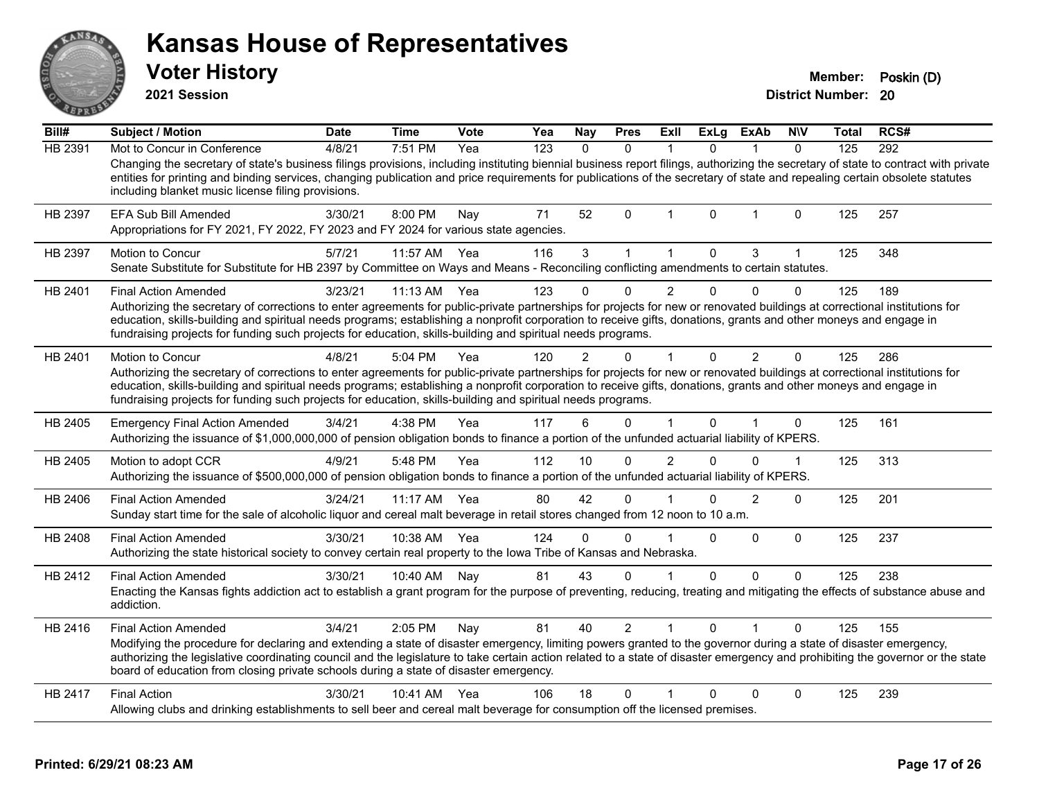# Kansas House of Representatives

## Voter History

**2021 Session**

**Member:** Poskin (D)
**District Number:** 20

| Bill# | Subject / Motion | Date | Time | Vote | Yea | Nay | Pres | ExII | ExLg | ExAb | N\V | Total | RCS# |
|---|---|---|---|---|---|---|---|---|---|---|---|---|---|
| HB 2391 | Mot to Concur in Conference | 4/8/21 | 7:51 PM | Yea | 123 | 0 | 0 | 1 | 0 | 1 | 0 | 125 | 292 |
| | Changing the secretary of state's business filings provisions, including instituting biennial business report filings, authorizing the secretary of state to contract with private entities for printing and binding services, changing publication and price requirements for publications of the secretary of state and repealing certain obsolete statutes including blanket music license filing provisions. | | | | | | | | | | | | |
| HB 2397 | EFA Sub Bill Amended | 3/30/21 | 8:00 PM | Nay | 71 | 52 | 0 | 1 | 0 | 1 | 0 | 125 | 257 |
| | Appropriations for FY 2021, FY 2022, FY 2023 and FY 2024 for various state agencies. | | | | | | | | | | | | |
| HB 2397 | Motion to Concur | 5/7/21 | 11:57 AM | Yea | 116 | 3 | 1 | 1 | 0 | 3 | 1 | 125 | 348 |
| | Senate Substitute for Substitute for HB 2397 by Committee on Ways and Means - Reconciling conflicting amendments to certain statutes. | | | | | | | | | | | | |
| HB 2401 | Final Action Amended | 3/23/21 | 11:13 AM | Yea | 123 | 0 | 0 | 2 | 0 | 0 | 0 | 125 | 189 |
| | Authorizing the secretary of corrections to enter agreements for public-private partnerships for projects for new or renovated buildings at correctional institutions for education, skills-building and spiritual needs programs; establishing a nonprofit corporation to receive gifts, donations, grants and other moneys and engage in fundraising projects for funding such projects for education, skills-building and spiritual needs programs. | | | | | | | | | | | | |
| HB 2401 | Motion to Concur | 4/8/21 | 5:04 PM | Yea | 120 | 2 | 0 | 1 | 0 | 2 | 0 | 125 | 286 |
| | Authorizing the secretary of corrections to enter agreements for public-private partnerships for projects for new or renovated buildings at correctional institutions for education, skills-building and spiritual needs programs; establishing a nonprofit corporation to receive gifts, donations, grants and other moneys and engage in fundraising projects for funding such projects for education, skills-building and spiritual needs programs. | | | | | | | | | | | | |
| HB 2405 | Emergency Final Action Amended | 3/4/21 | 4:38 PM | Yea | 117 | 6 | 0 | 1 | 0 | 1 | 0 | 125 | 161 |
| | Authorizing the issuance of $1,000,000,000 of pension obligation bonds to finance a portion of the unfunded actuarial liability of KPERS. | | | | | | | | | | | | |
| HB 2405 | Motion to adopt CCR | 4/9/21 | 5:48 PM | Yea | 112 | 10 | 0 | 2 | 0 | 0 | 1 | 125 | 313 |
| | Authorizing the issuance of $500,000,000 of pension obligation bonds to finance a portion of the unfunded actuarial liability of KPERS. | | | | | | | | | | | | |
| HB 2406 | Final Action Amended | 3/24/21 | 11:17 AM | Yea | 80 | 42 | 0 | 1 | 0 | 2 | 0 | 125 | 201 |
| | Sunday start time for the sale of alcoholic liquor and cereal malt beverage in retail stores changed from 12 noon to 10 a.m. | | | | | | | | | | | | |
| HB 2408 | Final Action Amended | 3/30/21 | 10:38 AM | Yea | 124 | 0 | 0 | 1 | 0 | 0 | 0 | 125 | 237 |
| | Authorizing the state historical society to convey certain real property to the Iowa Tribe of Kansas and Nebraska. | | | | | | | | | | | | |
| HB 2412 | Final Action Amended | 3/30/21 | 10:40 AM | Nay | 81 | 43 | 0 | 1 | 0 | 0 | 0 | 125 | 238 |
| | Enacting the Kansas fights addiction act to establish a grant program for the purpose of preventing, reducing, treating and mitigating the effects of substance abuse and addiction. | | | | | | | | | | | | |
| HB 2416 | Final Action Amended | 3/4/21 | 2:05 PM | Nay | 81 | 40 | 2 | 1 | 0 | 1 | 0 | 125 | 155 |
| | Modifying the procedure for declaring and extending a state of disaster emergency, limiting powers granted to the governor during a state of disaster emergency, authorizing the legislative coordinating council and the legislature to take certain action related to a state of disaster emergency and prohibiting the governor or the state board of education from closing private schools during a state of disaster emergency. | | | | | | | | | | | | |
| HB 2417 | Final Action | 3/30/21 | 10:41 AM | Yea | 106 | 18 | 0 | 1 | 0 | 0 | 0 | 125 | 239 |
| | Allowing clubs and drinking establishments to sell beer and cereal malt beverage for consumption off the licensed premises. | | | | | | | | | | | | |

**Printed: 6/29/21 08:23 AM**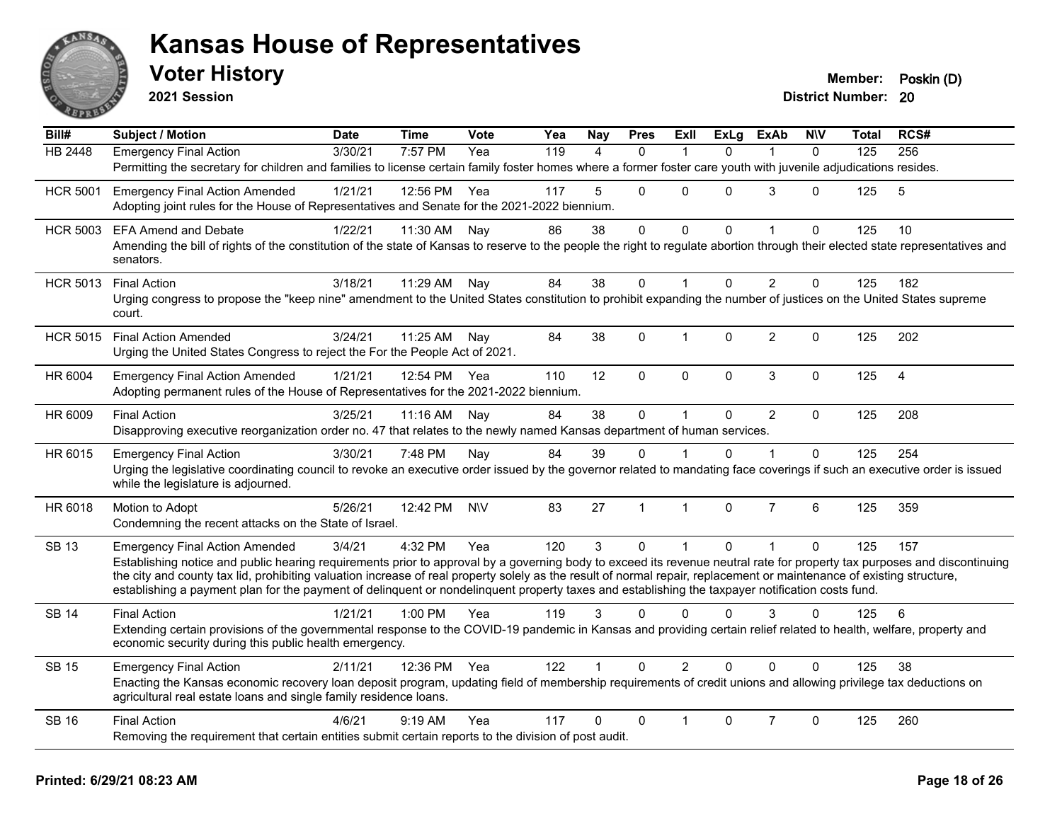# Kansas House of Representatives

## Voter History

**2021 Session**

**Member:** Poskin (D)
**District Number:** 20

| Bill# | Subject / Motion | Date | Time | Vote | Yea | Nay | Pres | ExII | ExLg | ExAb | N\V | Total | RCS# |
|---|---|---|---|---|---|---|---|---|---|---|---|---|---|
| HB 2448 | Emergency Final Action | 3/30/21 | 7:57 PM | Yea | 119 | 4 | 0 | 1 | 0 | 1 | 0 | 125 | 256 |
| | Permitting the secretary for children and families to license certain family foster homes where a former foster care youth with juvenile adjudications resides. | | | | | | | | | | | | |
| HCR 5001 | Emergency Final Action Amended | 1/21/21 | 12:56 PM | Yea | 117 | 5 | 0 | 0 | 0 | 3 | 0 | 125 | 5 |
| | Adopting joint rules for the House of Representatives and Senate for the 2021-2022 biennium. | | | | | | | | | | | | |
| HCR 5003 | EFA Amend and Debate | 1/22/21 | 11:30 AM | Nay | 86 | 38 | 0 | 0 | 0 | 1 | 0 | 125 | 10 |
| | Amending the bill of rights of the constitution of the state of Kansas to reserve to the people the right to regulate abortion through their elected state representatives and senators. | | | | | | | | | | | | |
| HCR 5013 | Final Action | 3/18/21 | 11:29 AM | Nay | 84 | 38 | 0 | 1 | 0 | 2 | 0 | 125 | 182 |
| | Urging congress to propose the "keep nine" amendment to the United States constitution to prohibit expanding the number of justices on the United States supreme court. | | | | | | | | | | | | |
| HCR 5015 | Final Action Amended | 3/24/21 | 11:25 AM | Nay | 84 | 38 | 0 | 1 | 0 | 2 | 0 | 125 | 202 |
| | Urging the United States Congress to reject the For the People Act of 2021. | | | | | | | | | | | | |
| HR 6004 | Emergency Final Action Amended | 1/21/21 | 12:54 PM | Yea | 110 | 12 | 0 | 0 | 0 | 3 | 0 | 125 | 4 |
| | Adopting permanent rules of the House of Representatives for the 2021-2022 biennium. | | | | | | | | | | | | |
| HR 6009 | Final Action | 3/25/21 | 11:16 AM | Nay | 84 | 38 | 0 | 1 | 0 | 2 | 0 | 125 | 208 |
| | Disapproving executive reorganization order no. 47 that relates to the newly named Kansas department of human services. | | | | | | | | | | | | |
| HR 6015 | Emergency Final Action | 3/30/21 | 7:48 PM | Nay | 84 | 39 | 0 | 1 | 0 | 1 | 0 | 125 | 254 |
| | Urging the legislative coordinating council to revoke an executive order issued by the governor related to mandating face coverings if such an executive order is issued while the legislature is adjourned. | | | | | | | | | | | | |
| HR 6018 | Motion to Adopt | 5/26/21 | 12:42 PM | N\V | 83 | 27 | 1 | 1 | 0 | 7 | 6 | 125 | 359 |
| | Condemning the recent attacks on the State of Israel. | | | | | | | | | | | | |
| SB 13 | Emergency Final Action Amended | 3/4/21 | 4:32 PM | Yea | 120 | 3 | 0 | 1 | 0 | 1 | 0 | 125 | 157 |
| | Establishing notice and public hearing requirements prior to approval by a governing body to exceed its revenue neutral rate for property tax purposes and discontinuing the city and county tax lid, prohibiting valuation increase of real property solely as the result of normal repair, replacement or maintenance of existing structure, establishing a payment plan for the payment of delinquent or nondelinquent property taxes and establishing the taxpayer notification costs fund. | | | | | | | | | | | | |
| SB 14 | Final Action | 1/21/21 | 1:00 PM | Yea | 119 | 3 | 0 | 0 | 0 | 3 | 0 | 125 | 6 |
| | Extending certain provisions of the governmental response to the COVID-19 pandemic in Kansas and providing certain relief related to health, welfare, property and economic security during this public health emergency. | | | | | | | | | | | | |
| SB 15 | Emergency Final Action | 2/11/21 | 12:36 PM | Yea | 122 | 1 | 0 | 2 | 0 | 0 | 0 | 125 | 38 |
| | Enacting the Kansas economic recovery loan deposit program, updating field of membership requirements of credit unions and allowing privilege tax deductions on agricultural real estate loans and single family residence loans. | | | | | | | | | | | | |
| SB 16 | Final Action | 4/6/21 | 9:19 AM | Yea | 117 | 0 | 0 | 1 | 0 | 7 | 0 | 125 | 260 |
| | Removing the requirement that certain entities submit certain reports to the division of post audit. | | | | | | | | | | | | |

**Printed: 6/29/21 08:23 AM**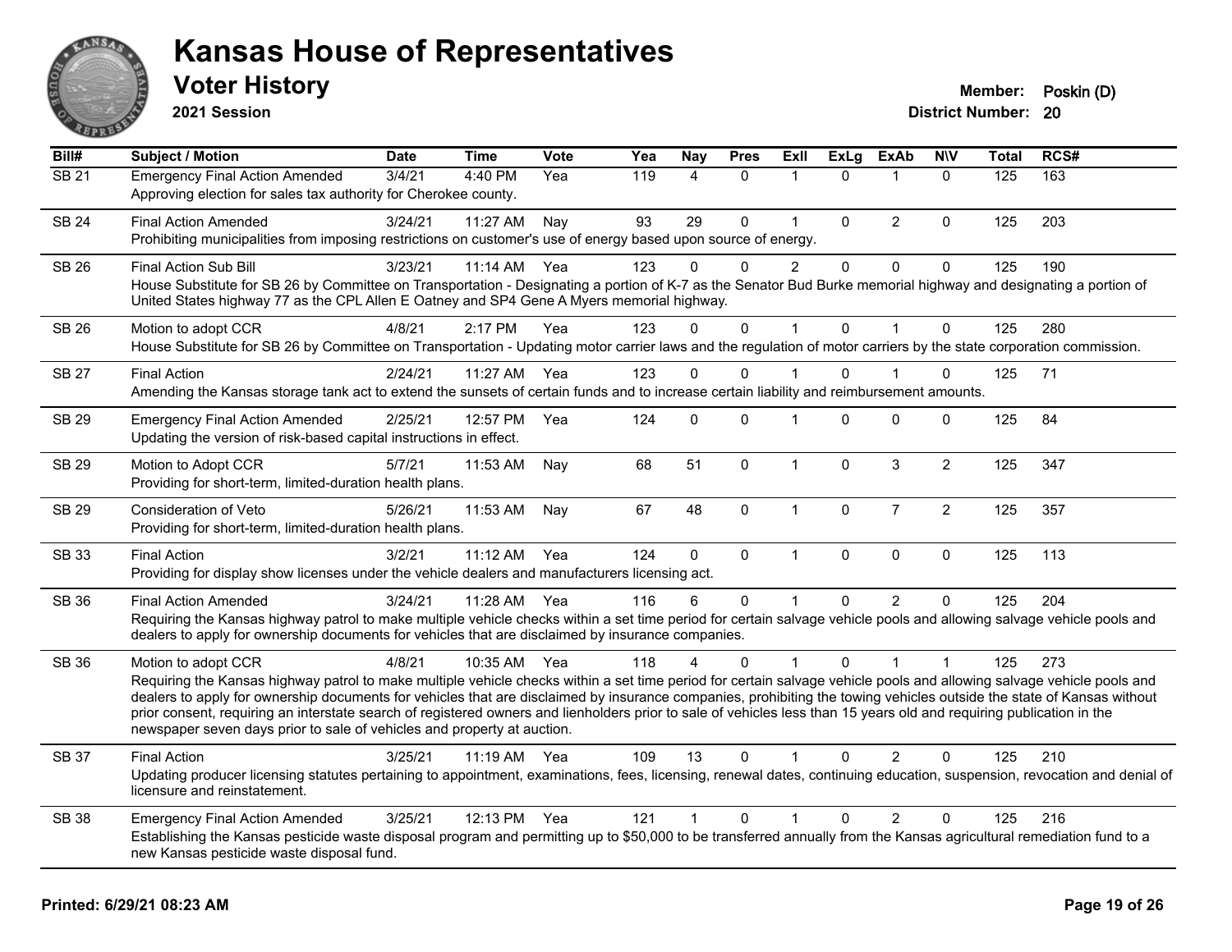# Kansas House of Representatives

## Voter History

**2021 Session**

**Member:** Poskin (D)
**District Number:** 20

| Bill# | Subject / Motion | Date | Time | Vote | Yea | Nay | Pres | ExII | ExLg | ExAb | N\V | Total | RCS# |
|---|---|---|---|---|---|---|---|---|---|---|---|---|---|
| SB 21 | Emergency Final Action Amended | 3/4/21 | 4:40 PM | Yea | 119 | 4 | 0 | 1 | 0 | 1 | 0 | 125 | 163 |
| | Approving election for sales tax authority for Cherokee county. | | | | | | | | | | | | |
| SB 24 | Final Action Amended | 3/24/21 | 11:27 AM | Nay | 93 | 29 | 0 | 1 | 0 | 2 | 0 | 125 | 203 |
| | Prohibiting municipalities from imposing restrictions on customer's use of energy based upon source of energy. | | | | | | | | | | | | |
| SB 26 | Final Action Sub Bill | 3/23/21 | 11:14 AM | Yea | 123 | 0 | 0 | 2 | 0 | 0 | 0 | 125 | 190 |
| | House Substitute for SB 26 by Committee on Transportation - Designating a portion of K-7 as the Senator Bud Burke memorial highway and designating a portion of United States highway 77 as the CPL Allen E Oatney and SP4 Gene A Myers memorial highway. | | | | | | | | | | | | |
| SB 26 | Motion to adopt CCR | 4/8/21 | 2:17 PM | Yea | 123 | 0 | 0 | 1 | 0 | 1 | 0 | 125 | 280 |
| | House Substitute for SB 26 by Committee on Transportation - Updating motor carrier laws and the regulation of motor carriers by the state corporation commission. | | | | | | | | | | | | |
| SB 27 | Final Action | 2/24/21 | 11:27 AM | Yea | 123 | 0 | 0 | 1 | 0 | 1 | 0 | 125 | 71 |
| | Amending the Kansas storage tank act to extend the sunsets of certain funds and to increase certain liability and reimbursement amounts. | | | | | | | | | | | | |
| SB 29 | Emergency Final Action Amended | 2/25/21 | 12:57 PM | Yea | 124 | 0 | 0 | 1 | 0 | 0 | 0 | 125 | 84 |
| | Updating the version of risk-based capital instructions in effect. | | | | | | | | | | | | |
| SB 29 | Motion to Adopt CCR | 5/7/21 | 11:53 AM | Nay | 68 | 51 | 0 | 1 | 0 | 3 | 2 | 125 | 347 |
| | Providing for short-term, limited-duration health plans. | | | | | | | | | | | | |
| SB 29 | Consideration of Veto | 5/26/21 | 11:53 AM | Nay | 67 | 48 | 0 | 1 | 0 | 7 | 2 | 125 | 357 |
| | Providing for short-term, limited-duration health plans. | | | | | | | | | | | | |
| SB 33 | Final Action | 3/2/21 | 11:12 AM | Yea | 124 | 0 | 0 | 1 | 0 | 0 | 0 | 125 | 113 |
| | Providing for display show licenses under the vehicle dealers and manufacturers licensing act. | | | | | | | | | | | | |
| SB 36 | Final Action Amended | 3/24/21 | 11:28 AM | Yea | 116 | 6 | 0 | 1 | 0 | 2 | 0 | 125 | 204 |
| | Requiring the Kansas highway patrol to make multiple vehicle checks within a set time period for certain salvage vehicle pools and allowing salvage vehicle pools and dealers to apply for ownership documents for vehicles that are disclaimed by insurance companies. | | | | | | | | | | | | |
| SB 36 | Motion to adopt CCR | 4/8/21 | 10:35 AM | Yea | 118 | 4 | 0 | 1 | 0 | 1 | 1 | 125 | 273 |
| | Requiring the Kansas highway patrol to make multiple vehicle checks within a set time period for certain salvage vehicle pools and allowing salvage vehicle pools and dealers to apply for ownership documents for vehicles that are disclaimed by insurance companies, prohibiting the towing vehicles outside the state of Kansas without prior consent, requiring an interstate search of registered owners and lienholders prior to sale of vehicles less than 15 years old and requiring publication in the newspaper seven days prior to sale of vehicles and property at auction. | | | | | | | | | | | | |
| SB 37 | Final Action | 3/25/21 | 11:19 AM | Yea | 109 | 13 | 0 | 1 | 0 | 2 | 0 | 125 | 210 |
| | Updating producer licensing statutes pertaining to appointment, examinations, fees, licensing, renewal dates, continuing education, suspension, revocation and denial of licensure and reinstatement. | | | | | | | | | | | | |
| SB 38 | Emergency Final Action Amended | 3/25/21 | 12:13 PM | Yea | 121 | 1 | 0 | 1 | 0 | 2 | 0 | 125 | 216 |
| | Establishing the Kansas pesticide waste disposal program and permitting up to $50,000 to be transferred annually from the Kansas agricultural remediation fund to a new Kansas pesticide waste disposal fund. | | | | | | | | | | | | |

**Printed: 6/29/21 08:23 AM**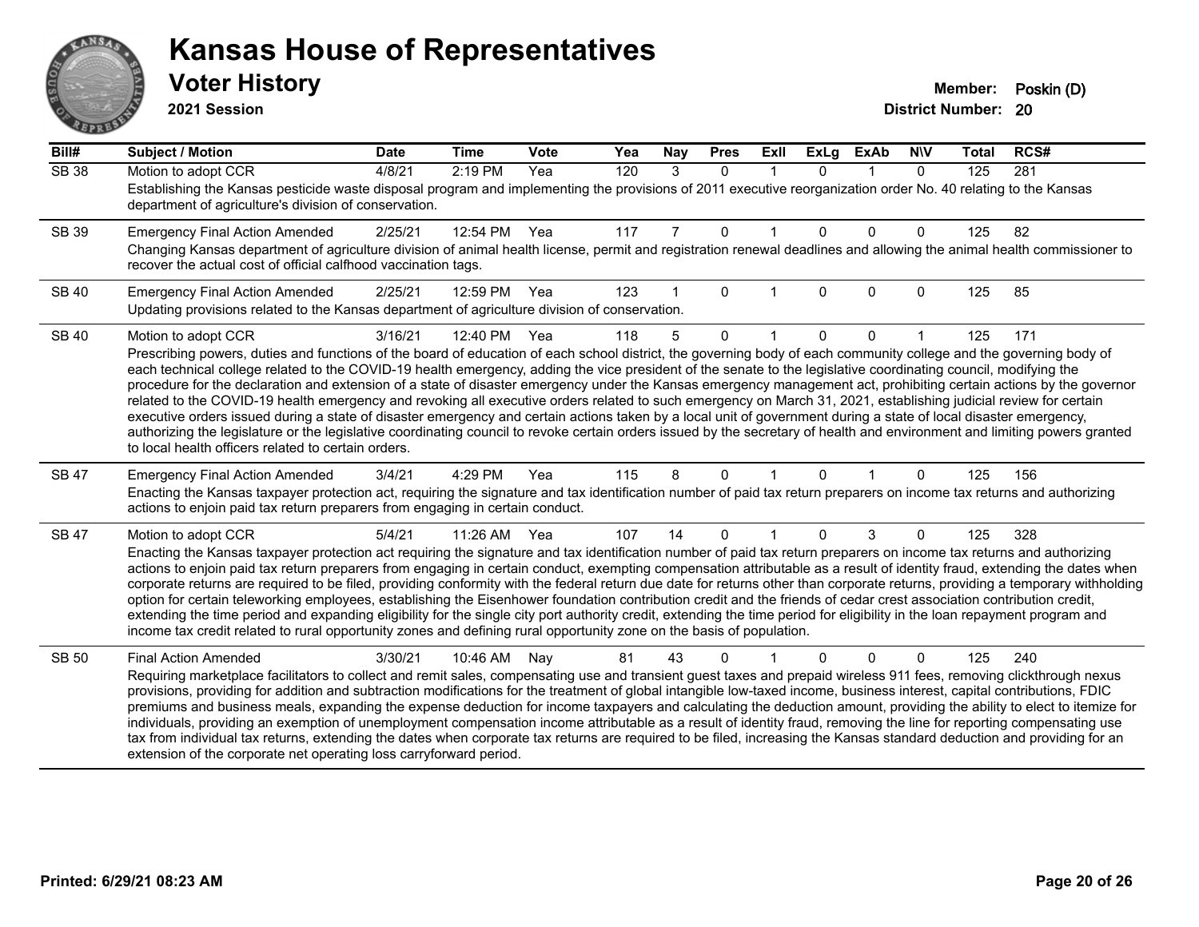# Kansas House of Representatives

## Voter History

**2021 Session**

**Member:** Poskin (D)
**District Number:** 20

| Bill# | Subject / Motion | Date | Time | Vote | Yea | Nay | Pres | ExII | ExLg | ExAb | N\V | Total | RCS# |
|---|---|---|---|---|---|---|---|---|---|---|---|---|---|
| SB 38 | Motion to adopt CCR | 4/8/21 | 2:19 PM | Yea | 120 | 3 | 0 | 1 | 0 | 1 | 0 | 125 | 281 |
| | Establishing the Kansas pesticide waste disposal program and implementing the provisions of 2011 executive reorganization order No. 40 relating to the Kansas department of agriculture's division of conservation. | | | | | | | | | | | | |
| SB 39 | Emergency Final Action Amended | 2/25/21 | 12:54 PM | Yea | 117 | 7 | 0 | 1 | 0 | 0 | 0 | 125 | 82 |
| | Changing Kansas department of agriculture division of animal health license, permit and registration renewal deadlines and allowing the animal health commissioner to recover the actual cost of official calfhood vaccination tags. | | | | | | | | | | | | |
| SB 40 | Emergency Final Action Amended | 2/25/21 | 12:59 PM | Yea | 123 | 1 | 0 | 1 | 0 | 0 | 0 | 125 | 85 |
| | Updating provisions related to the Kansas department of agriculture division of conservation. | | | | | | | | | | | | |
| SB 40 | Motion to adopt CCR | 3/16/21 | 12:40 PM | Yea | 118 | 5 | 0 | 1 | 0 | 0 | 1 | 125 | 171 |
| | Prescribing powers, duties and functions of the board of education of each school district, the governing body of each community college and the governing body of each technical college related to the COVID-19 health emergency, adding the vice president of the senate to the legislative coordinating council, modifying the procedure for the declaration and extension of a state of disaster emergency under the Kansas emergency management act, prohibiting certain actions by the governor related to the COVID-19 health emergency and revoking all executive orders related to such emergency on March 31, 2021, establishing judicial review for certain executive orders issued during a state of disaster emergency and certain actions taken by a local unit of government during a state of local disaster emergency, authorizing the legislature or the legislative coordinating council to revoke certain orders issued by the secretary of health and environment and limiting powers granted to local health officers related to certain orders. | | | | | | | | | | | | |
| SB 47 | Emergency Final Action Amended | 3/4/21 | 4:29 PM | Yea | 115 | 8 | 0 | 1 | 0 | 1 | 0 | 125 | 156 |
| | Enacting the Kansas taxpayer protection act, requiring the signature and tax identification number of paid tax return preparers on income tax returns and authorizing actions to enjoin paid tax return preparers from engaging in certain conduct. | | | | | | | | | | | | |
| SB 47 | Motion to adopt CCR | 5/4/21 | 11:26 AM | Yea | 107 | 14 | 0 | 1 | 0 | 3 | 0 | 125 | 328 |
| | Enacting the Kansas taxpayer protection act requiring the signature and tax identification number of paid tax return preparers on income tax returns and authorizing actions to enjoin paid tax return preparers from engaging in certain conduct, exempting compensation attributable as a result of identity fraud, extending the dates when corporate returns are required to be filed, providing conformity with the federal return due date for returns other than corporate returns, providing a temporary withholding option for certain teleworking employees, establishing the Eisenhower foundation contribution credit and the friends of cedar crest association contribution credit, extending the time period and expanding eligibility for the single city port authority credit, extending the time period for eligibility in the loan repayment program and income tax credit related to rural opportunity zones and defining rural opportunity zone on the basis of population. | | | | | | | | | | | | |
| SB 50 | Final Action Amended | 3/30/21 | 10:46 AM | Nay | 81 | 43 | 0 | 1 | 0 | 0 | 0 | 125 | 240 |
| | Requiring marketplace facilitators to collect and remit sales, compensating use and transient guest taxes and prepaid wireless 911 fees, removing clickthrough nexus provisions, providing for addition and subtraction modifications for the treatment of global intangible low-taxed income, business interest, capital contributions, FDIC premiums and business meals, expanding the expense deduction for income taxpayers and calculating the deduction amount, providing the ability to elect to itemize for individuals, providing an exemption of unemployment compensation income attributable as a result of identity fraud, removing the line for reporting compensating use tax from individual tax returns, extending the dates when corporate tax returns are required to be filed, increasing the Kansas standard deduction and providing for an extension of the corporate net operating loss carryforward period. | | | | | | | | | | | | |

**Printed: 6/29/21 08:23 AM**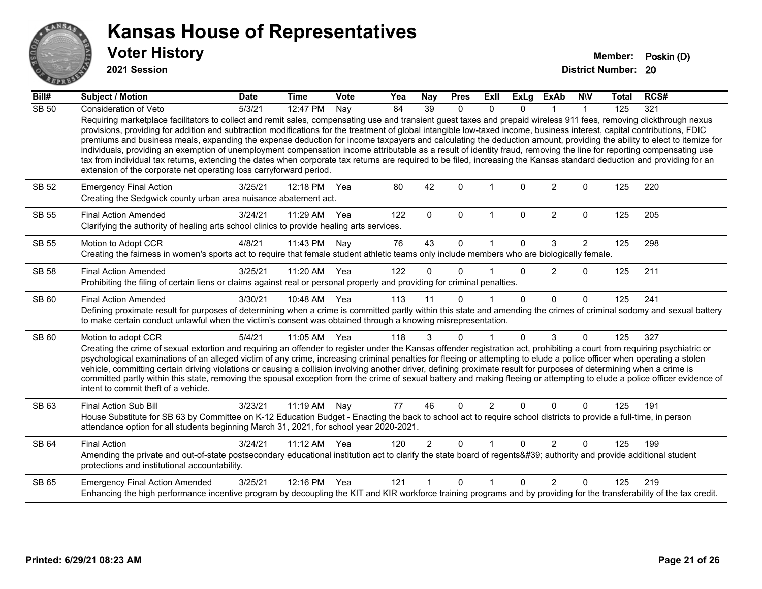# Kansas House of Representatives

## Voter History

**2021 Session**

**Member:** Poskin (D)
**District Number:** 20

| Bill# | Subject / Motion | Date | Time | Vote | Yea | Nay | Pres | ExII | ExLg | ExAb | N\V | Total | RCS# |
|---|---|---|---|---|---|---|---|---|---|---|---|---|---|
| SB 50 | Consideration of Veto | 5/3/21 | 12:47 PM | Nay | 84 | 39 | 0 | 0 | 0 | 1 | 1 | 125 | 321 |
| | Requiring marketplace facilitators to collect and remit sales, compensating use and transient guest taxes and prepaid wireless 911 fees, removing clickthrough nexus provisions, providing for addition and subtraction modifications for the treatment of global intangible low-taxed income, business interest, capital contributions, FDIC premiums and business meals, expanding the expense deduction for income taxpayers and calculating the deduction amount, providing the ability to elect to itemize for individuals, providing an exemption of unemployment compensation income attributable as a result of identity fraud, removing the line for reporting compensating use tax from individual tax returns, extending the dates when corporate tax returns are required to be filed, increasing the Kansas standard deduction and providing for an extension of the corporate net operating loss carryforward period. | | | | | | | | | | | | |
| SB 52 | Emergency Final Action | 3/25/21 | 12:18 PM | Yea | 80 | 42 | 0 | 1 | 0 | 2 | 0 | 125 | 220 |
| | Creating the Sedgwick county urban area nuisance abatement act. | | | | | | | | | | | | |
| SB 55 | Final Action Amended | 3/24/21 | 11:29 AM | Yea | 122 | 0 | 0 | 1 | 0 | 2 | 0 | 125 | 205 |
| | Clarifying the authority of healing arts school clinics to provide healing arts services. | | | | | | | | | | | | |
| SB 55 | Motion to Adopt CCR | 4/8/21 | 11:43 PM | Nay | 76 | 43 | 0 | 1 | 0 | 3 | 2 | 125 | 298 |
| | Creating the fairness in women's sports act to require that female student athletic teams only include members who are biologically female. | | | | | | | | | | | | |
| SB 58 | Final Action Amended | 3/25/21 | 11:20 AM | Yea | 122 | 0 | 0 | 1 | 0 | 2 | 0 | 125 | 211 |
| | Prohibiting the filing of certain liens or claims against real or personal property and providing for criminal penalties. | | | | | | | | | | | | |
| SB 60 | Final Action Amended | 3/30/21 | 10:48 AM | Yea | 113 | 11 | 0 | 1 | 0 | 0 | 0 | 125 | 241 |
| | Defining proximate result for purposes of determining when a crime is committed partly within this state and amending the crimes of criminal sodomy and sexual battery to make certain conduct unlawful when the victim's consent was obtained through a knowing misrepresentation. | | | | | | | | | | | | |
| SB 60 | Motion to adopt CCR | 5/4/21 | 11:05 AM | Yea | 118 | 3 | 0 | 1 | 0 | 3 | 0 | 125 | 327 |
| | Creating the crime of sexual extortion and requiring an offender to register under the Kansas offender registration act, prohibiting a court from requiring psychiatric or psychological examinations of an alleged victim of any crime, increasing criminal penalties for fleeing or attempting to elude a police officer when operating a stolen vehicle, committing certain driving violations or causing a collision involving another driver, defining proximate result for purposes of determining when a crime is committed partly within this state, removing the spousal exception from the crime of sexual battery and making fleeing or attempting to elude a police officer evidence of intent to commit theft of a vehicle. | | | | | | | | | | | | |
| SB 63 | Final Action Sub Bill | 3/23/21 | 11:19 AM | Nay | 77 | 46 | 0 | 2 | 0 | 0 | 0 | 125 | 191 |
| | House Substitute for SB 63 by Committee on K-12 Education Budget - Enacting the back to school act to require school districts to provide a full-time, in person attendance option for all students beginning March 31, 2021, for school year 2020-2021. | | | | | | | | | | | | |
| SB 64 | Final Action | 3/24/21 | 11:12 AM | Yea | 120 | 2 | 0 | 1 | 0 | 2 | 0 | 125 | 199 |
| | Amending the private and out-of-state postsecondary educational institution act to clarify the state board of regents&#39; authority and provide additional student protections and institutional accountability. | | | | | | | | | | | | |
| SB 65 | Emergency Final Action Amended | 3/25/21 | 12:16 PM | Yea | 121 | 1 | 0 | 1 | 0 | 2 | 0 | 125 | 219 |
| | Enhancing the high performance incentive program by decoupling the KIT and KIR workforce training programs and by providing for the transferability of the tax credit. | | | | | | | | | | | | |

**Printed: 6/29/21 08:23 AM**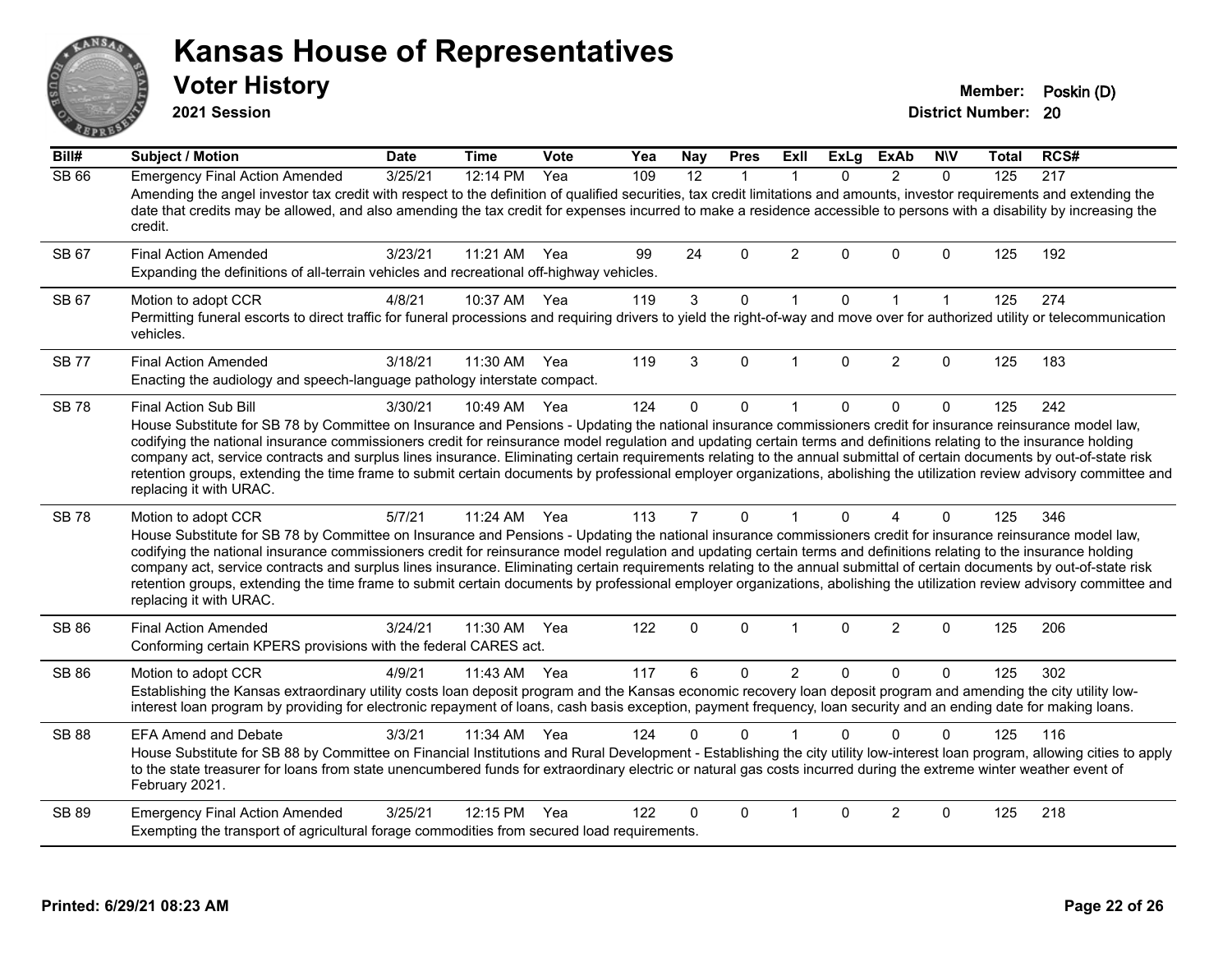# Kansas House of Representatives

## Voter History

**2021 Session**

**Member:** Poskin (D)
**District Number:** 20

| Bill# | Subject / Motion | Date | Time | Vote | Yea | Nay | Pres | ExII | ExLg | ExAb | N\V | Total | RCS# |
|---|---|---|---|---|---|---|---|---|---|---|---|---|---|
| SB 66 | Emergency Final Action Amended | 3/25/21 | 12:14 PM | Yea | 109 | 12 | 1 | 1 | 0 | 2 | 0 | 125 | 217 |
| | Amending the angel investor tax credit with respect to the definition of qualified securities, tax credit limitations and amounts, investor requirements and extending the date that credits may be allowed, and also amending the tax credit for expenses incurred to make a residence accessible to persons with a disability by increasing the credit. | | | | | | | | | | | | |
| SB 67 | Final Action Amended | 3/23/21 | 11:21 AM | Yea | 99 | 24 | 0 | 2 | 0 | 0 | 0 | 125 | 192 |
| | Expanding the definitions of all-terrain vehicles and recreational off-highway vehicles. | | | | | | | | | | | | |
| SB 67 | Motion to adopt CCR | 4/8/21 | 10:37 AM | Yea | 119 | 3 | 0 | 1 | 0 | 1 | 1 | 125 | 274 |
| | Permitting funeral escorts to direct traffic for funeral processions and requiring drivers to yield the right-of-way and move over for authorized utility or telecommunication vehicles. | | | | | | | | | | | | |
| SB 77 | Final Action Amended | 3/18/21 | 11:30 AM | Yea | 119 | 3 | 0 | 1 | 0 | 2 | 0 | 125 | 183 |
| | Enacting the audiology and speech-language pathology interstate compact. | | | | | | | | | | | | |
| SB 78 | Final Action Sub Bill | 3/30/21 | 10:49 AM | Yea | 124 | 0 | 0 | 1 | 0 | 0 | 0 | 125 | 242 |
| | House Substitute for SB 78 by Committee on Insurance and Pensions - Updating the national insurance commissioners credit for insurance reinsurance model law, codifying the national insurance commissioners credit for reinsurance model regulation and updating certain terms and definitions relating to the insurance holding company act, service contracts and surplus lines insurance. Eliminating certain requirements relating to the annual submittal of certain documents by out-of-state risk retention groups, extending the time frame to submit certain documents by professional employer organizations, abolishing the utilization review advisory committee and replacing it with URAC. | | | | | | | | | | | | |
| SB 78 | Motion to adopt CCR | 5/7/21 | 11:24 AM | Yea | 113 | 7 | 0 | 1 | 0 | 4 | 0 | 125 | 346 |
| | House Substitute for SB 78 by Committee on Insurance and Pensions - Updating the national insurance commissioners credit for insurance reinsurance model law, codifying the national insurance commissioners credit for reinsurance model regulation and updating certain terms and definitions relating to the insurance holding company act, service contracts and surplus lines insurance. Eliminating certain requirements relating to the annual submittal of certain documents by out-of-state risk retention groups, extending the time frame to submit certain documents by professional employer organizations, abolishing the utilization review advisory committee and replacing it with URAC. | | | | | | | | | | | | |
| SB 86 | Final Action Amended | 3/24/21 | 11:30 AM | Yea | 122 | 0 | 0 | 1 | 0 | 2 | 0 | 125 | 206 |
| | Conforming certain KPERS provisions with the federal CARES act. | | | | | | | | | | | | |
| SB 86 | Motion to adopt CCR | 4/9/21 | 11:43 AM | Yea | 117 | 6 | 0 | 2 | 0 | 0 | 0 | 125 | 302 |
| | Establishing the Kansas extraordinary utility costs loan deposit program and the Kansas economic recovery loan deposit program and amending the city utility low-interest loan program by providing for electronic repayment of loans, cash basis exception, payment frequency, loan security and an ending date for making loans. | | | | | | | | | | | | |
| SB 88 | EFA Amend and Debate | 3/3/21 | 11:34 AM | Yea | 124 | 0 | 0 | 1 | 0 | 0 | 0 | 125 | 116 |
| | House Substitute for SB 88 by Committee on Financial Institutions and Rural Development - Establishing the city utility low-interest loan program, allowing cities to apply to the state treasurer for loans from state unencumbered funds for extraordinary electric or natural gas costs incurred during the extreme winter weather event of February 2021. | | | | | | | | | | | | |
| SB 89 | Emergency Final Action Amended | 3/25/21 | 12:15 PM | Yea | 122 | 0 | 0 | 1 | 0 | 2 | 0 | 125 | 218 |
| | Exempting the transport of agricultural forage commodities from secured load requirements. | | | | | | | | | | | | |

**Printed: 6/29/21 08:23 AM**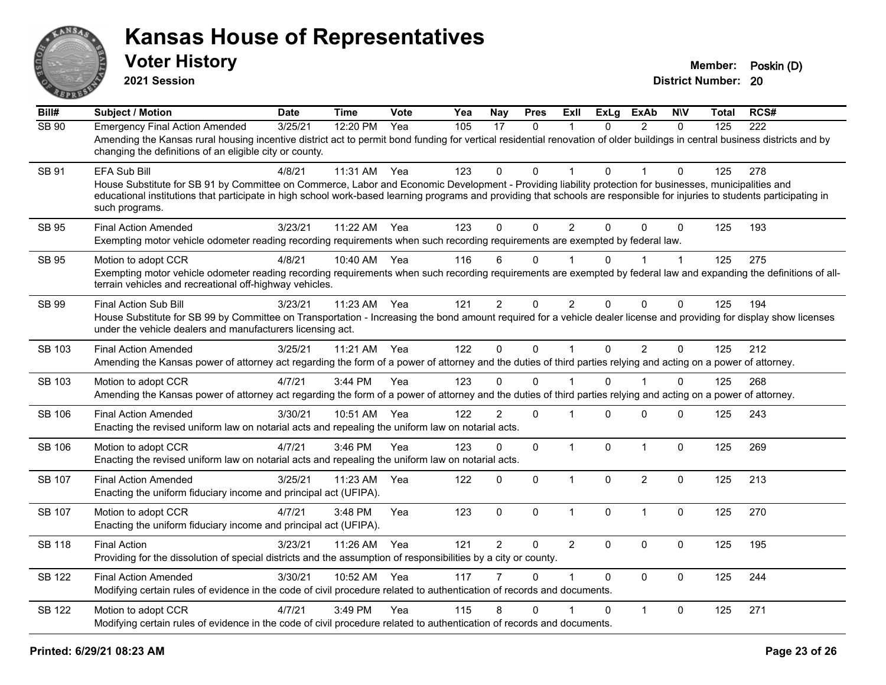# Kansas House of Representatives

## Voter History

**2021 Session**

**Member:** Poskin (D)
**District Number:** 20

| Bill# | Subject / Motion | Date | Time | Vote | Yea | Nay | Pres | ExII | ExLg | ExAb | N\V | Total | RCS# |
|---|---|---|---|---|---|---|---|---|---|---|---|---|---|
| SB 90 | Emergency Final Action Amended | 3/25/21 | 12:20 PM | Yea | 105 | 17 | 0 | 1 | 0 | 2 | 0 | 125 | 222 |
| | Amending the Kansas rural housing incentive district act to permit bond funding for vertical residential renovation of older buildings in central business districts and by changing the definitions of an eligible city or county. | | | | | | | | | | | | |
| SB 91 | EFA Sub Bill | 4/8/21 | 11:31 AM | Yea | 123 | 0 | 0 | 1 | 0 | 1 | 0 | 125 | 278 |
| | House Substitute for SB 91 by Committee on Commerce, Labor and Economic Development - Providing liability protection for businesses, municipalities and educational institutions that participate in high school work-based learning programs and providing that schools are responsible for injuries to students participating in such programs. | | | | | | | | | | | | |
| SB 95 | Final Action Amended | 3/23/21 | 11:22 AM | Yea | 123 | 0 | 0 | 2 | 0 | 0 | 0 | 125 | 193 |
| | Exempting motor vehicle odometer reading recording requirements when such recording requirements are exempted by federal law. | | | | | | | | | | | | |
| SB 95 | Motion to adopt CCR | 4/8/21 | 10:40 AM | Yea | 116 | 6 | 0 | 1 | 0 | 1 | 1 | 125 | 275 |
| | Exempting motor vehicle odometer reading recording requirements when such recording requirements are exempted by federal law and expanding the definitions of all-terrain vehicles and recreational off-highway vehicles. | | | | | | | | | | | | |
| SB 99 | Final Action Sub Bill | 3/23/21 | 11:23 AM | Yea | 121 | 2 | 0 | 2 | 0 | 0 | 0 | 125 | 194 |
| | House Substitute for SB 99 by Committee on Transportation - Increasing the bond amount required for a vehicle dealer license and providing for display show licenses under the vehicle dealers and manufacturers licensing act. | | | | | | | | | | | | |
| SB 103 | Final Action Amended | 3/25/21 | 11:21 AM | Yea | 122 | 0 | 0 | 1 | 0 | 2 | 0 | 125 | 212 |
| | Amending the Kansas power of attorney act regarding the form of a power of attorney and the duties of third parties relying and acting on a power of attorney. | | | | | | | | | | | | |
| SB 103 | Motion to adopt CCR | 4/7/21 | 3:44 PM | Yea | 123 | 0 | 0 | 1 | 0 | 1 | 0 | 125 | 268 |
| | Amending the Kansas power of attorney act regarding the form of a power of attorney and the duties of third parties relying and acting on a power of attorney. | | | | | | | | | | | | |
| SB 106 | Final Action Amended | 3/30/21 | 10:51 AM | Yea | 122 | 2 | 0 | 1 | 0 | 0 | 0 | 125 | 243 |
| | Enacting the revised uniform law on notarial acts and repealing the uniform law on notarial acts. | | | | | | | | | | | | |
| SB 106 | Motion to adopt CCR | 4/7/21 | 3:46 PM | Yea | 123 | 0 | 0 | 1 | 0 | 1 | 0 | 125 | 269 |
| | Enacting the revised uniform law on notarial acts and repealing the uniform law on notarial acts. | | | | | | | | | | | | |
| SB 107 | Final Action Amended | 3/25/21 | 11:23 AM | Yea | 122 | 0 | 0 | 1 | 0 | 2 | 0 | 125 | 213 |
| | Enacting the uniform fiduciary income and principal act (UFIPA). | | | | | | | | | | | | |
| SB 107 | Motion to adopt CCR | 4/7/21 | 3:48 PM | Yea | 123 | 0 | 0 | 1 | 0 | 1 | 0 | 125 | 270 |
| | Enacting the uniform fiduciary income and principal act (UFIPA). | | | | | | | | | | | | |
| SB 118 | Final Action | 3/23/21 | 11:26 AM | Yea | 121 | 2 | 0 | 2 | 0 | 0 | 0 | 125 | 195 |
| | Providing for the dissolution of special districts and the assumption of responsibilities by a city or county. | | | | | | | | | | | | |
| SB 122 | Final Action Amended | 3/30/21 | 10:52 AM | Yea | 117 | 7 | 0 | 1 | 0 | 0 | 0 | 125 | 244 |
| | Modifying certain rules of evidence in the code of civil procedure related to authentication of records and documents. | | | | | | | | | | | | |
| SB 122 | Motion to adopt CCR | 4/7/21 | 3:49 PM | Yea | 115 | 8 | 0 | 1 | 0 | 1 | 0 | 125 | 271 |
| | Modifying certain rules of evidence in the code of civil procedure related to authentication of records and documents. | | | | | | | | | | | | |

**Printed: 6/29/21 08:23 AM**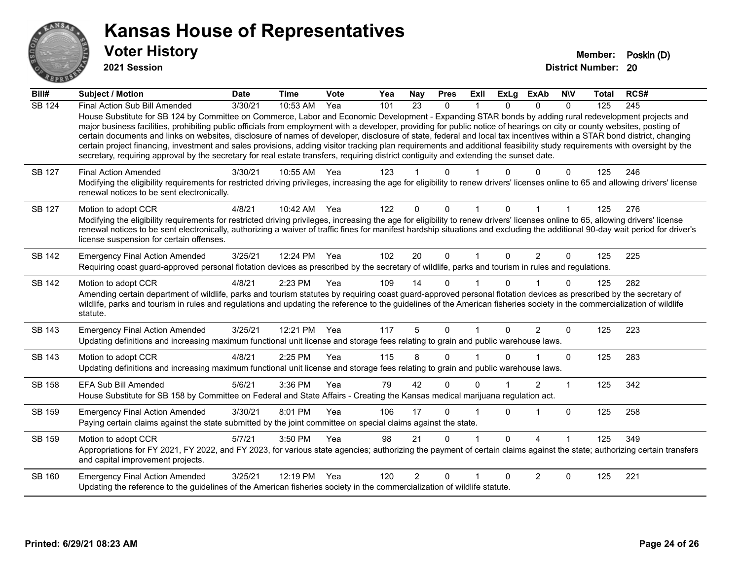# Kansas House of Representatives

## Voter History

**2021 Session**

**Member:** Poskin (D)
**District Number:** 20

| Bill# | Subject / Motion | Date | Time | Vote | Yea | Nay | Pres | ExII | ExLg | ExAb | N\V | Total | RCS# |
|---|---|---|---|---|---|---|---|---|---|---|---|---|---|
| SB 124 | Final Action Sub Bill Amended | 3/30/21 | 10:53 AM | Yea | 101 | 23 | 0 | 1 | 0 | 0 | 0 | 125 | 245 |
| | House Substitute for SB 124 by Committee on Commerce, Labor and Economic Development - Expanding STAR bonds by adding rural redevelopment projects and major business facilities, prohibiting public officials from employment with a developer, providing for public notice of hearings on city or county websites, posting of certain documents and links on websites, disclosure of names of developer, disclosure of state, federal and local tax incentives within a STAR bond district, changing certain project financing, investment and sales provisions, adding visitor tracking plan requirements and additional feasibility study requirements with oversight by the secretary, requiring approval by the secretary for real estate transfers, requiring district contiguity and extending the sunset date. | | | | | | | | | | | | |
| SB 127 | Final Action Amended | 3/30/21 | 10:55 AM | Yea | 123 | 1 | 0 | 1 | 0 | 0 | 0 | 125 | 246 |
| | Modifying the eligibility requirements for restricted driving privileges, increasing the age for eligibility to renew drivers' licenses online to 65 and allowing drivers' license renewal notices to be sent electronically. | | | | | | | | | | | | |
| SB 127 | Motion to adopt CCR | 4/8/21 | 10:42 AM | Yea | 122 | 0 | 0 | 1 | 0 | 1 | 1 | 125 | 276 |
| | Modifying the eligibility requirements for restricted driving privileges, increasing the age for eligibility to renew drivers' licenses online to 65, allowing drivers' license renewal notices to be sent electronically, authorizing a waiver of traffic fines for manifest hardship situations and excluding the additional 90-day wait period for driver's license suspension for certain offenses. | | | | | | | | | | | | |
| SB 142 | Emergency Final Action Amended | 3/25/21 | 12:24 PM | Yea | 102 | 20 | 0 | 1 | 0 | 2 | 0 | 125 | 225 |
| | Requiring coast guard-approved personal flotation devices as prescribed by the secretary of wildlife, parks and tourism in rules and regulations. | | | | | | | | | | | | |
| SB 142 | Motion to adopt CCR | 4/8/21 | 2:23 PM | Yea | 109 | 14 | 0 | 1 | 0 | 1 | 0 | 125 | 282 |
| | Amending certain department of wildlife, parks and tourism statutes by requiring coast guard-approved personal flotation devices as prescribed by the secretary of wildlife, parks and tourism in rules and regulations and updating the reference to the guidelines of the American fisheries society in the commercialization of wildlife statute. | | | | | | | | | | | | |
| SB 143 | Emergency Final Action Amended | 3/25/21 | 12:21 PM | Yea | 117 | 5 | 0 | 1 | 0 | 2 | 0 | 125 | 223 |
| | Updating definitions and increasing maximum functional unit license and storage fees relating to grain and public warehouse laws. | | | | | | | | | | | | |
| SB 143 | Motion to adopt CCR | 4/8/21 | 2:25 PM | Yea | 115 | 8 | 0 | 1 | 0 | 1 | 0 | 125 | 283 |
| | Updating definitions and increasing maximum functional unit license and storage fees relating to grain and public warehouse laws. | | | | | | | | | | | | |
| SB 158 | EFA Sub Bill Amended | 5/6/21 | 3:36 PM | Yea | 79 | 42 | 0 | 0 | 1 | 2 | 1 | 125 | 342 |
| | House Substitute for SB 158 by Committee on Federal and State Affairs - Creating the Kansas medical marijuana regulation act. | | | | | | | | | | | | |
| SB 159 | Emergency Final Action Amended | 3/30/21 | 8:01 PM | Yea | 106 | 17 | 0 | 1 | 0 | 1 | 0 | 125 | 258 |
| | Paying certain claims against the state submitted by the joint committee on special claims against the state. | | | | | | | | | | | | |
| SB 159 | Motion to adopt CCR | 5/7/21 | 3:50 PM | Yea | 98 | 21 | 0 | 1 | 0 | 4 | 1 | 125 | 349 |
| | Appropriations for FY 2021, FY 2022, and FY 2023, for various state agencies; authorizing the payment of certain claims against the state; authorizing certain transfers and capital improvement projects. | | | | | | | | | | | | |
| SB 160 | Emergency Final Action Amended | 3/25/21 | 12:19 PM | Yea | 120 | 2 | 0 | 1 | 0 | 2 | 0 | 125 | 221 |
| | Updating the reference to the guidelines of the American fisheries society in the commercialization of wildlife statute. | | | | | | | | | | | | |

**Printed: 6/29/21 08:23 AM**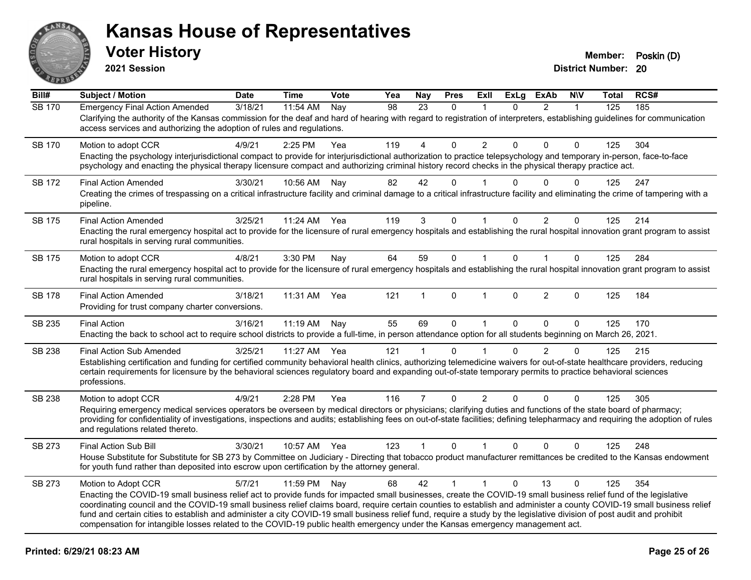# Kansas House of Representatives

## Voter History

**2021 Session**

**Member:** Poskin (D)
**District Number:** 20

| Bill# | Subject / Motion | Date | Time | Vote | Yea | Nay | Pres | ExII | ExLg | ExAb | N\V | Total | RCS# |
|---|---|---|---|---|---|---|---|---|---|---|---|---|---|
| SB 170 | Emergency Final Action Amended | 3/18/21 | 11:54 AM | Nay | 98 | 23 | 0 | 1 | 0 | 2 | 1 | 125 | 185 |
| | Clarifying the authority of the Kansas commission for the deaf and hard of hearing with regard to registration of interpreters, establishing guidelines for communication access services and authorizing the adoption of rules and regulations. | | | | | | | | | | | | |
| SB 170 | Motion to adopt CCR | 4/9/21 | 2:25 PM | Yea | 119 | 4 | 0 | 2 | 0 | 0 | 0 | 125 | 304 |
| | Enacting the psychology interjurisdictional compact to provide for interjurisdictional authorization to practice telepsychology and temporary in-person, face-to-face psychology and enacting the physical therapy licensure compact and authorizing criminal history record checks in the physical therapy practice act. | | | | | | | | | | | | |
| SB 172 | Final Action Amended | 3/30/21 | 10:56 AM | Nay | 82 | 42 | 0 | 1 | 0 | 0 | 0 | 125 | 247 |
| | Creating the crimes of trespassing on a critical infrastructure facility and criminal damage to a critical infrastructure facility and eliminating the crime of tampering with a pipeline. | | | | | | | | | | | | |
| SB 175 | Final Action Amended | 3/25/21 | 11:24 AM | Yea | 119 | 3 | 0 | 1 | 0 | 2 | 0 | 125 | 214 |
| | Enacting the rural emergency hospital act to provide for the licensure of rural emergency hospitals and establishing the rural hospital innovation grant program to assist rural hospitals in serving rural communities. | | | | | | | | | | | | |
| SB 175 | Motion to adopt CCR | 4/8/21 | 3:30 PM | Nay | 64 | 59 | 0 | 1 | 0 | 1 | 0 | 125 | 284 |
| | Enacting the rural emergency hospital act to provide for the licensure of rural emergency hospitals and establishing the rural hospital innovation grant program to assist rural hospitals in serving rural communities. | | | | | | | | | | | | |
| SB 178 | Final Action Amended | 3/18/21 | 11:31 AM | Yea | 121 | 1 | 0 | 1 | 0 | 2 | 0 | 125 | 184 |
| | Providing for trust company charter conversions. | | | | | | | | | | | | |
| SB 235 | Final Action | 3/16/21 | 11:19 AM | Nay | 55 | 69 | 0 | 1 | 0 | 0 | 0 | 125 | 170 |
| | Enacting the back to school act to require school districts to provide a full-time, in person attendance option for all students beginning on March 26, 2021. | | | | | | | | | | | | |
| SB 238 | Final Action Sub Amended | 3/25/21 | 11:27 AM | Yea | 121 | 1 | 0 | 1 | 0 | 2 | 0 | 125 | 215 |
| | Establishing certification and funding for certified community behavioral health clinics, authorizing telemedicine waivers for out-of-state healthcare providers, reducing certain requirements for licensure by the behavioral sciences regulatory board and expanding out-of-state temporary permits to practice behavioral sciences professions. | | | | | | | | | | | | |
| SB 238 | Motion to adopt CCR | 4/9/21 | 2:28 PM | Yea | 116 | 7 | 0 | 2 | 0 | 0 | 0 | 125 | 305 |
| | Requiring emergency medical services operators be overseen by medical directors or physicians; clarifying duties and functions of the state board of pharmacy; providing for confidentiality of investigations, inspections and audits; establishing fees on out-of-state facilities; defining telepharmacy and requiring the adoption of rules and regulations related thereto. | | | | | | | | | | | | |
| SB 273 | Final Action Sub Bill | 3/30/21 | 10:57 AM | Yea | 123 | 1 | 0 | 1 | 0 | 0 | 0 | 125 | 248 |
| | House Substitute for Substitute for SB 273 by Committee on Judiciary - Directing that tobacco product manufacturer remittances be credited to the Kansas endowment for youth fund rather than deposited into escrow upon certification by the attorney general. | | | | | | | | | | | | |
| SB 273 | Motion to Adopt CCR | 5/7/21 | 11:59 PM | Nay | 68 | 42 | 1 | 1 | 0 | 13 | 0 | 125 | 354 |
| | Enacting the COVID-19 small business relief act to provide funds for impacted small businesses, create the COVID-19 small business relief fund of the legislative coordinating council and the COVID-19 small business relief claims board, require certain counties to establish and administer a county COVID-19 small business relief fund and certain cities to establish and administer a city COVID-19 small business relief fund, require a study by the legislative division of post audit and prohibit compensation for intangible losses related to the COVID-19 public health emergency under the Kansas emergency management act. | | | | | | | | | | | | |

Printed: 6/29/21 08:23 AM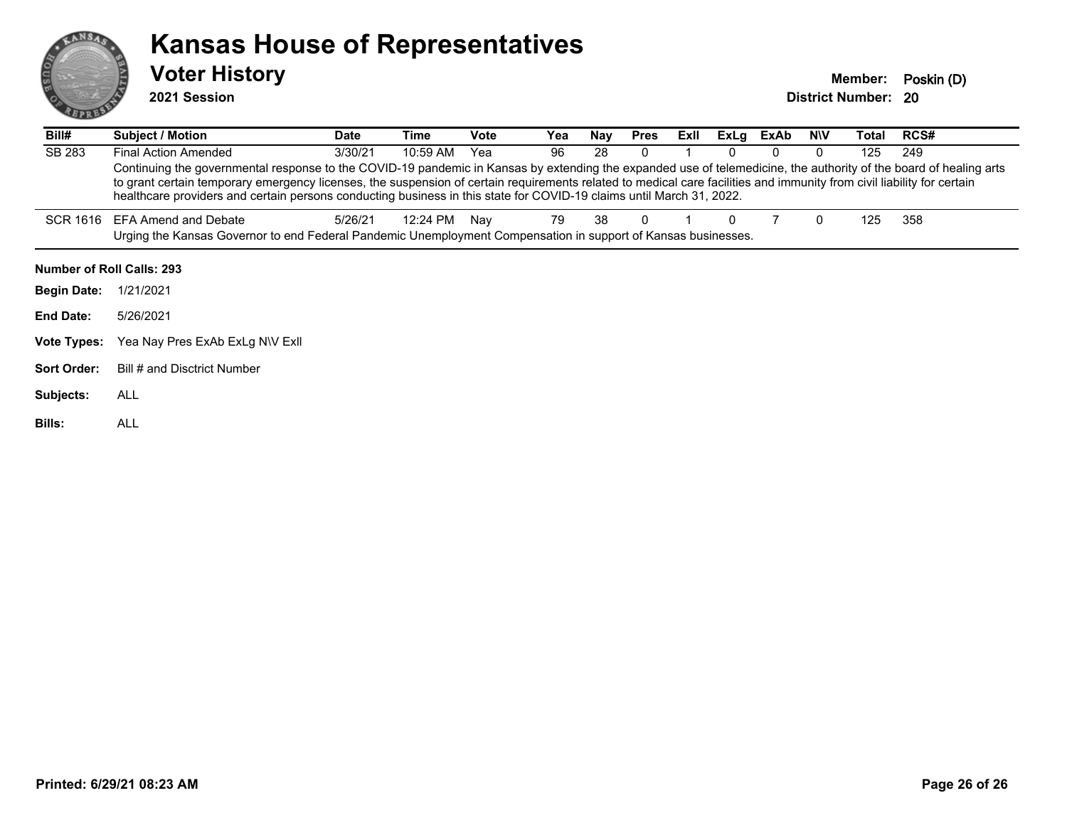# Kansas House of Representatives

## Voter History

**2021 Session**

**Member:** Poskin (D)
**District Number:** 20

| Bill# | Subject / Motion | Date | Time | Vote | Yea | Nay | Pres | ExII | ExLg | ExAb | N\V | Total | RCS# |
|---|---|---|---|---|---|---|---|---|---|---|---|---|---|
| SB 283 | Final Action Amended | 3/30/21 | 10:59 AM | Yea | 96 | 28 | 0 | 1 | 0 | 0 | 0 | 125 | 249 |
| | Continuing the governmental response to the COVID-19 pandemic in Kansas by extending the expanded use of telemedicine, the authority of the board of healing arts to grant certain temporary emergency licenses, the suspension of certain requirements related to medical care facilities and immunity from civil liability for certain healthcare providers and certain persons conducting business in this state for COVID-19 claims until March 31, 2022. | | | | | | | | | | | | |
| SCR 1616 | EFA Amend and Debate | 5/26/21 | 12:24 PM | Nay | 79 | 38 | 0 | 1 | 0 | 7 | 0 | 125 | 358 |
| | Urging the Kansas Governor to end Federal Pandemic Unemployment Compensation in support of Kansas businesses. | | | | | | | | | | | | |

**Number of Roll Calls: 293**

**Begin Date:** 1/21/2021

**End Date:** 5/26/2021

**Vote Types:** Yea Nay Pres ExAb ExLg N\V ExII

**Sort Order:** Bill # and Disctrict Number

**Subjects:** ALL

**Bills:** ALL

**Printed: 6/29/21 08:23 AM**